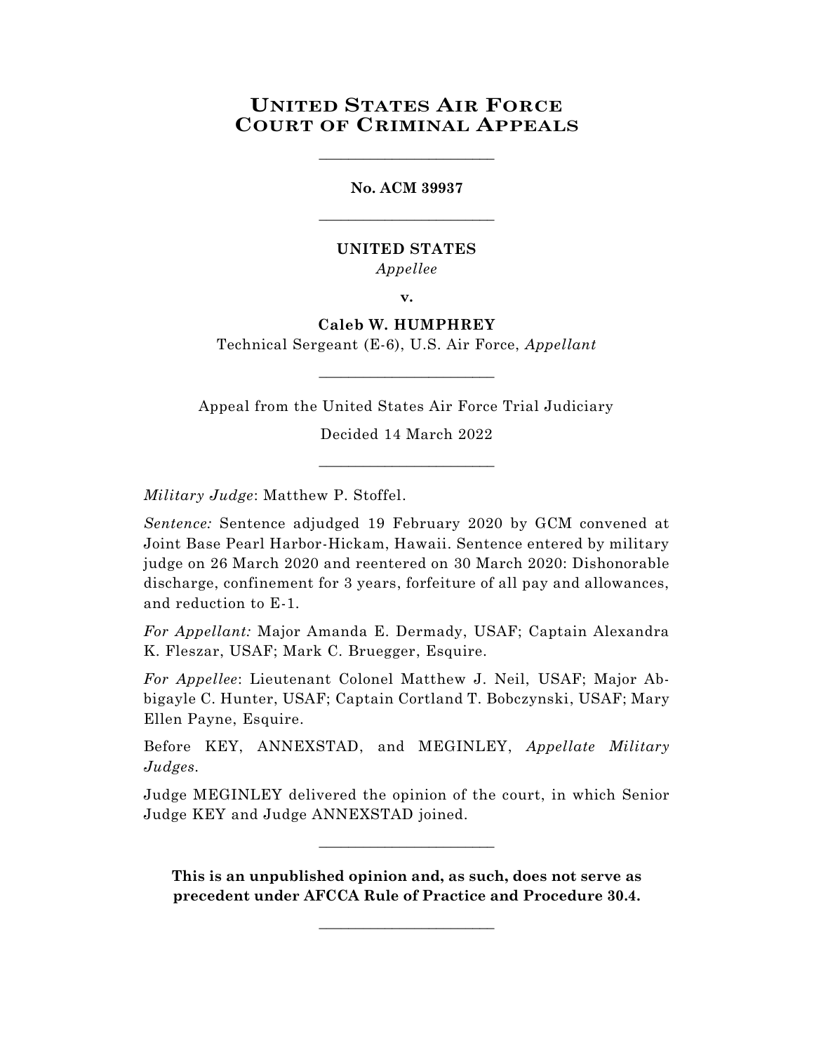# UNITED STATES AIR FORCE COURT OF CRIMINAL APPEALS

---

**No. ACM 39937**

---

**UNITED STATES**

*Appellee*

**v.**

**Caleb W. HUMPHREY**

Technical Sergeant (E-6), U.S. Air Force, *Appellant*

---

Appeal from the United States Air Force Trial Judiciary

Decided 14 March 2022

---

*Military Judge*: Matthew P. Stoffel.

*Sentence:* Sentence adjudged 19 February 2020 by GCM convened at Joint Base Pearl Harbor-Hickam, Hawaii. Sentence entered by military judge on 26 March 2020 and reentered on 30 March 2020: Dishonorable discharge, confinement for 3 years, forfeiture of all pay and allowances, and reduction to E-1.

*For Appellant:* Major Amanda E. Dermady, USAF; Captain Alexandra K. Fleszar, USAF; Mark C. Bruegger, Esquire.

*For Appellee*: Lieutenant Colonel Matthew J. Neil, USAF; Major Abbigayle C. Hunter, USAF; Captain Cortland T. Bobczynski, USAF; Mary Ellen Payne, Esquire.

Before KEY, ANNEXSTAD, and MEGINLEY, *Appellate Military Judges.*

Judge MEGINLEY delivered the opinion of the court, in which Senior Judge KEY and Judge ANNEXSTAD joined.

---

**This is an unpublished opinion and, as such, does not serve as precedent under AFCCA Rule of Practice and Procedure 30.4.**

---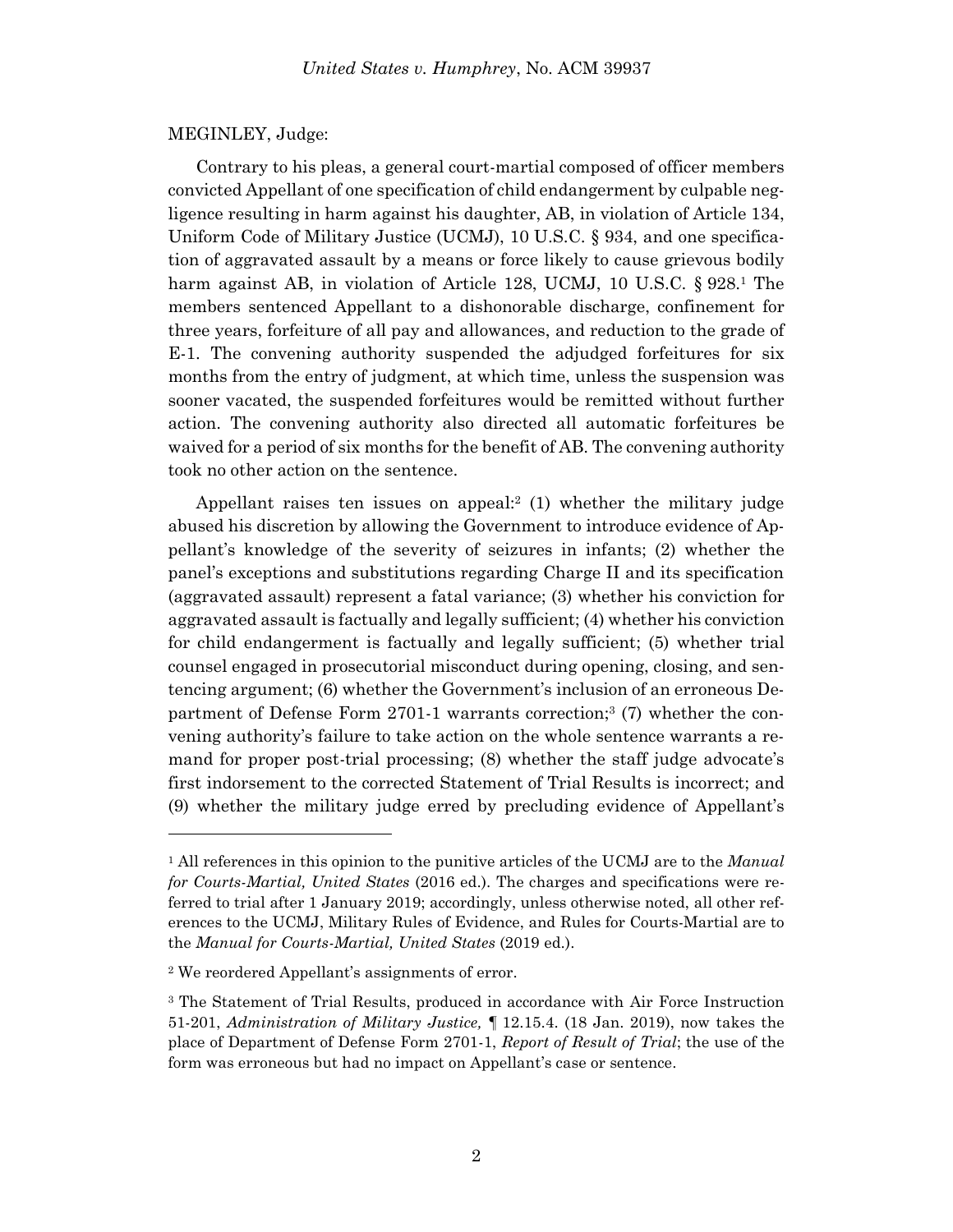MEGINLEY, Judge:

Contrary to his pleas, a general court-martial composed of officer members convicted Appellant of one specification of child endangerment by culpable negligence resulting in harm against his daughter, AB, in violation of Article 134, Uniform Code of Military Justice (UCMJ), 10 U.S.C. § 934, and one specification of aggravated assault by a means or force likely to cause grievous bodily harm against AB, in violation of Article 128, UCMJ, 10 U.S.C. § 928.[1] The members sentenced Appellant to a dishonorable discharge, confinement for three years, forfeiture of all pay and allowances, and reduction to the grade of E-1. The convening authority suspended the adjudged forfeitures for six months from the entry of judgment, at which time, unless the suspension was sooner vacated, the suspended forfeitures would be remitted without further action. The convening authority also directed all automatic forfeitures be waived for a period of six months for the benefit of AB. The convening authority took no other action on the sentence.

Appellant raises ten issues on appeal:[2] (1) whether the military judge abused his discretion by allowing the Government to introduce evidence of Appellant's knowledge of the severity of seizures in infants; (2) whether the panel's exceptions and substitutions regarding Charge II and its specification (aggravated assault) represent a fatal variance; (3) whether his conviction for aggravated assault is factually and legally sufficient; (4) whether his conviction for child endangerment is factually and legally sufficient; (5) whether trial counsel engaged in prosecutorial misconduct during opening, closing, and sentencing argument; (6) whether the Government's inclusion of an erroneous Department of Defense Form 2701-1 warrants correction;[3] (7) whether the convening authority's failure to take action on the whole sentence warrants a remand for proper post-trial processing; (8) whether the staff judge advocate's first indorsement to the corrected Statement of Trial Results is incorrect; and (9) whether the military judge erred by precluding evidence of Appellant's

---

[1] All references in this opinion to the punitive articles of the UCMJ are to the *Manual for Courts-Martial, United States* (2016 ed.). The charges and specifications were referred to trial after 1 January 2019; accordingly, unless otherwise noted, all other references to the UCMJ, Military Rules of Evidence, and Rules for Courts-Martial are to the *Manual for Courts-Martial, United States* (2019 ed.).

[2] We reordered Appellant's assignments of error.

[3] The Statement of Trial Results, produced in accordance with Air Force Instruction 51-201, *Administration of Military Justice,* ¶ 12.15.4. (18 Jan. 2019), now takes the place of Department of Defense Form 2701-1, *Report of Result of Trial*; the use of the form was erroneous but had no impact on Appellant's case or sentence.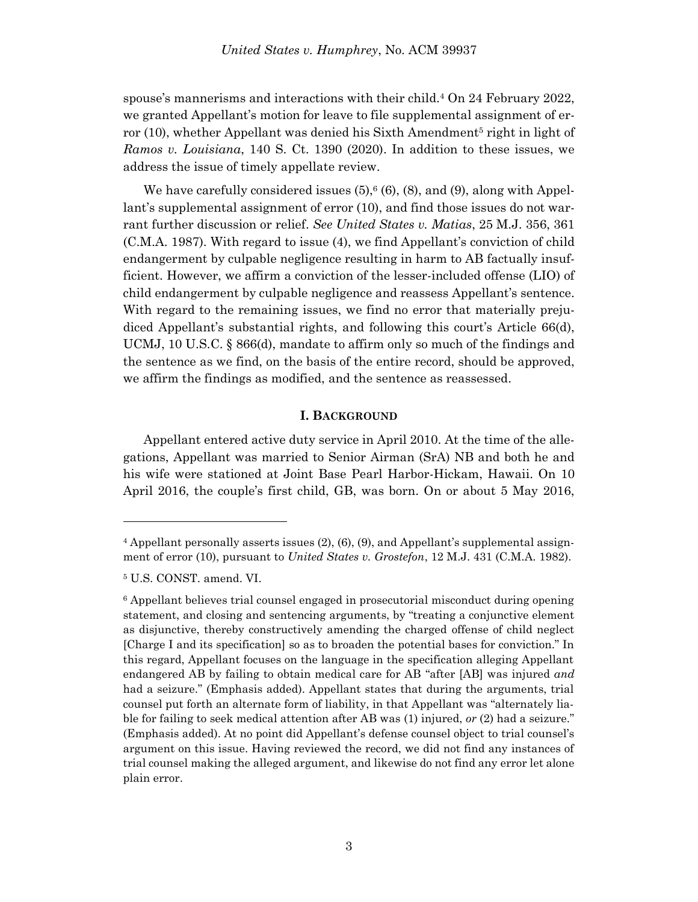spouse's mannerisms and interactions with their child.[4] On 24 February 2022, we granted Appellant's motion for leave to file supplemental assignment of error (10), whether Appellant was denied his Sixth Amendment[5] right in light of *Ramos v. Louisiana*, 140 S. Ct. 1390 (2020). In addition to these issues, we address the issue of timely appellate review.

We have carefully considered issues (5),[6] (6), (8), and (9), along with Appellant's supplemental assignment of error (10), and find those issues do not warrant further discussion or relief. *See United States v. Matias*, 25 M.J. 356, 361 (C.M.A. 1987). With regard to issue (4), we find Appellant's conviction of child endangerment by culpable negligence resulting in harm to AB factually insufficient. However, we affirm a conviction of the lesser-included offense (LIO) of child endangerment by culpable negligence and reassess Appellant's sentence. With regard to the remaining issues, we find no error that materially prejudiced Appellant's substantial rights, and following this court's Article 66(d), UCMJ, 10 U.S.C. § 866(d), mandate to affirm only so much of the findings and the sentence as we find, on the basis of the entire record, should be approved, we affirm the findings as modified, and the sentence as reassessed.

## I. BACKGROUND

Appellant entered active duty service in April 2010. At the time of the allegations, Appellant was married to Senior Airman (SrA) NB and both he and his wife were stationed at Joint Base Pearl Harbor-Hickam, Hawaii. On 10 April 2016, the couple's first child, GB, was born. On or about 5 May 2016,

---

[4] Appellant personally asserts issues (2), (6), (9), and Appellant's supplemental assignment of error (10), pursuant to *United States v. Grostefon*, 12 M.J. 431 (C.M.A. 1982).

[5] U.S. CONST. amend. VI.

[6] Appellant believes trial counsel engaged in prosecutorial misconduct during opening statement, and closing and sentencing arguments, by "treating a conjunctive element as disjunctive, thereby constructively amending the charged offense of child neglect [Charge I and its specification] so as to broaden the potential bases for conviction." In this regard, Appellant focuses on the language in the specification alleging Appellant endangered AB by failing to obtain medical care for AB "after [AB] was injured *and* had a seizure." (Emphasis added). Appellant states that during the arguments, trial counsel put forth an alternate form of liability, in that Appellant was "alternately liable for failing to seek medical attention after AB was (1) injured, *or* (2) had a seizure." (Emphasis added). At no point did Appellant's defense counsel object to trial counsel's argument on this issue. Having reviewed the record, we did not find any instances of trial counsel making the alleged argument, and likewise do not find any error let alone plain error.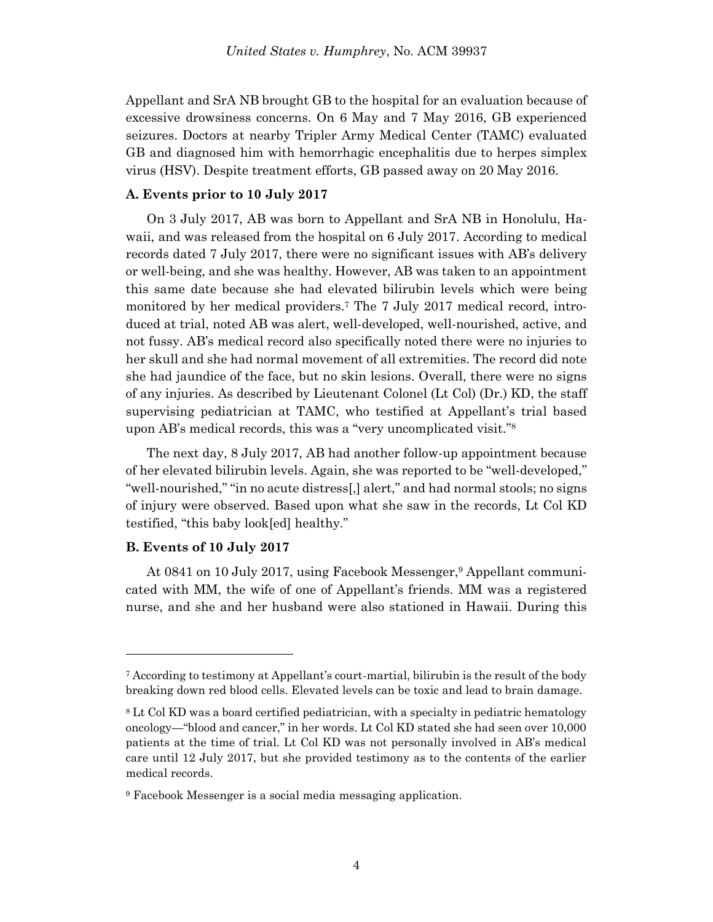Appellant and SrA NB brought GB to the hospital for an evaluation because of excessive drowsiness concerns. On 6 May and 7 May 2016, GB experienced seizures. Doctors at nearby Tripler Army Medical Center (TAMC) evaluated GB and diagnosed him with hemorrhagic encephalitis due to herpes simplex virus (HSV). Despite treatment efforts, GB passed away on 20 May 2016.

### A. Events prior to 10 July 2017

On 3 July 2017, AB was born to Appellant and SrA NB in Honolulu, Hawaii, and was released from the hospital on 6 July 2017. According to medical records dated 7 July 2017, there were no significant issues with AB's delivery or well-being, and she was healthy. However, AB was taken to an appointment this same date because she had elevated bilirubin levels which were being monitored by her medical providers.[7] The 7 July 2017 medical record, introduced at trial, noted AB was alert, well-developed, well-nourished, active, and not fussy. AB's medical record also specifically noted there were no injuries to her skull and she had normal movement of all extremities. The record did note she had jaundice of the face, but no skin lesions. Overall, there were no signs of any injuries. As described by Lieutenant Colonel (Lt Col) (Dr.) KD, the staff supervising pediatrician at TAMC, who testified at Appellant's trial based upon AB's medical records, this was a "very uncomplicated visit."[8]

The next day, 8 July 2017, AB had another follow-up appointment because of her elevated bilirubin levels. Again, she was reported to be "well-developed," "well-nourished," "in no acute distress[,] alert," and had normal stools; no signs of injury were observed. Based upon what she saw in the records, Lt Col KD testified, "this baby look[ed] healthy."

### B. Events of 10 July 2017

At 0841 on 10 July 2017, using Facebook Messenger,[9] Appellant communicated with MM, the wife of one of Appellant's friends. MM was a registered nurse, and she and her husband were also stationed in Hawaii. During this

---

[7] According to testimony at Appellant's court-martial, bilirubin is the result of the body breaking down red blood cells. Elevated levels can be toxic and lead to brain damage.

[8] Lt Col KD was a board certified pediatrician, with a specialty in pediatric hematology oncology—"blood and cancer," in her words. Lt Col KD stated she had seen over 10,000 patients at the time of trial. Lt Col KD was not personally involved in AB's medical care until 12 July 2017, but she provided testimony as to the contents of the earlier medical records.

[9] Facebook Messenger is a social media messaging application.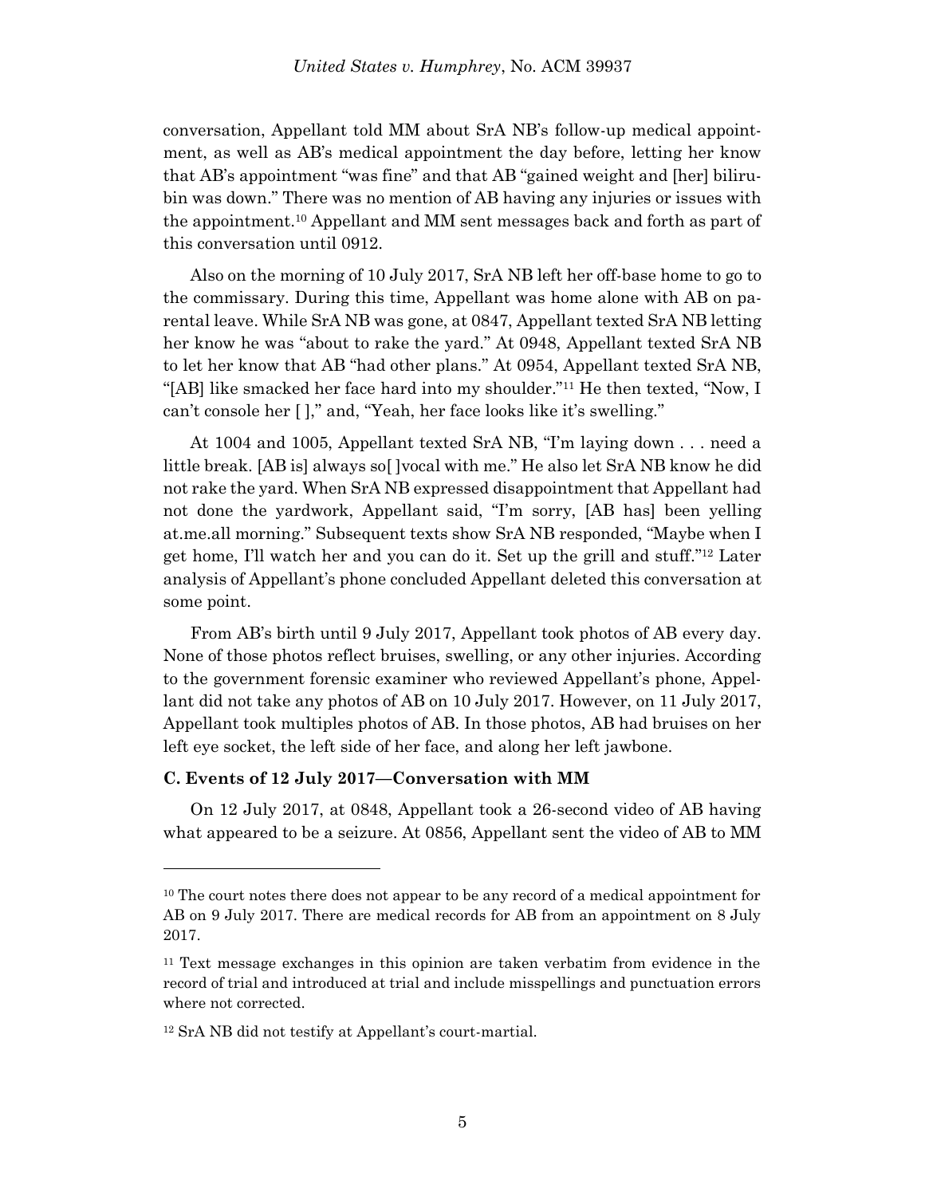conversation, Appellant told MM about SrA NB's follow-up medical appointment, as well as AB's medical appointment the day before, letting her know that AB's appointment "was fine" and that AB "gained weight and [her] bilirubin was down." There was no mention of AB having any injuries or issues with the appointment.[10] Appellant and MM sent messages back and forth as part of this conversation until 0912.

Also on the morning of 10 July 2017, SrA NB left her off-base home to go to the commissary. During this time, Appellant was home alone with AB on parental leave. While SrA NB was gone, at 0847, Appellant texted SrA NB letting her know he was "about to rake the yard." At 0948, Appellant texted SrA NB to let her know that AB "had other plans." At 0954, Appellant texted SrA NB, "[AB] like smacked her face hard into my shoulder."[11] He then texted, "Now, I can't console her [ ]," and, "Yeah, her face looks like it's swelling."

At 1004 and 1005, Appellant texted SrA NB, "I'm laying down . . . need a little break. [AB is] always so[ ]vocal with me." He also let SrA NB know he did not rake the yard. When SrA NB expressed disappointment that Appellant had not done the yardwork, Appellant said, "I'm sorry, [AB has] been yelling at.me.all morning." Subsequent texts show SrA NB responded, "Maybe when I get home, I'll watch her and you can do it. Set up the grill and stuff."[12] Later analysis of Appellant's phone concluded Appellant deleted this conversation at some point.

From AB's birth until 9 July 2017, Appellant took photos of AB every day. None of those photos reflect bruises, swelling, or any other injuries. According to the government forensic examiner who reviewed Appellant's phone, Appellant did not take any photos of AB on 10 July 2017. However, on 11 July 2017, Appellant took multiples photos of AB. In those photos, AB had bruises on her left eye socket, the left side of her face, and along her left jawbone.

**C. Events of 12 July 2017—Conversation with MM**

On 12 July 2017, at 0848, Appellant took a 26-second video of AB having what appeared to be a seizure. At 0856, Appellant sent the video of AB to MM

---

[10] The court notes there does not appear to be any record of a medical appointment for AB on 9 July 2017. There are medical records for AB from an appointment on 8 July 2017.

[11] Text message exchanges in this opinion are taken verbatim from evidence in the record of trial and introduced at trial and include misspellings and punctuation errors where not corrected.

[12] SrA NB did not testify at Appellant's court-martial.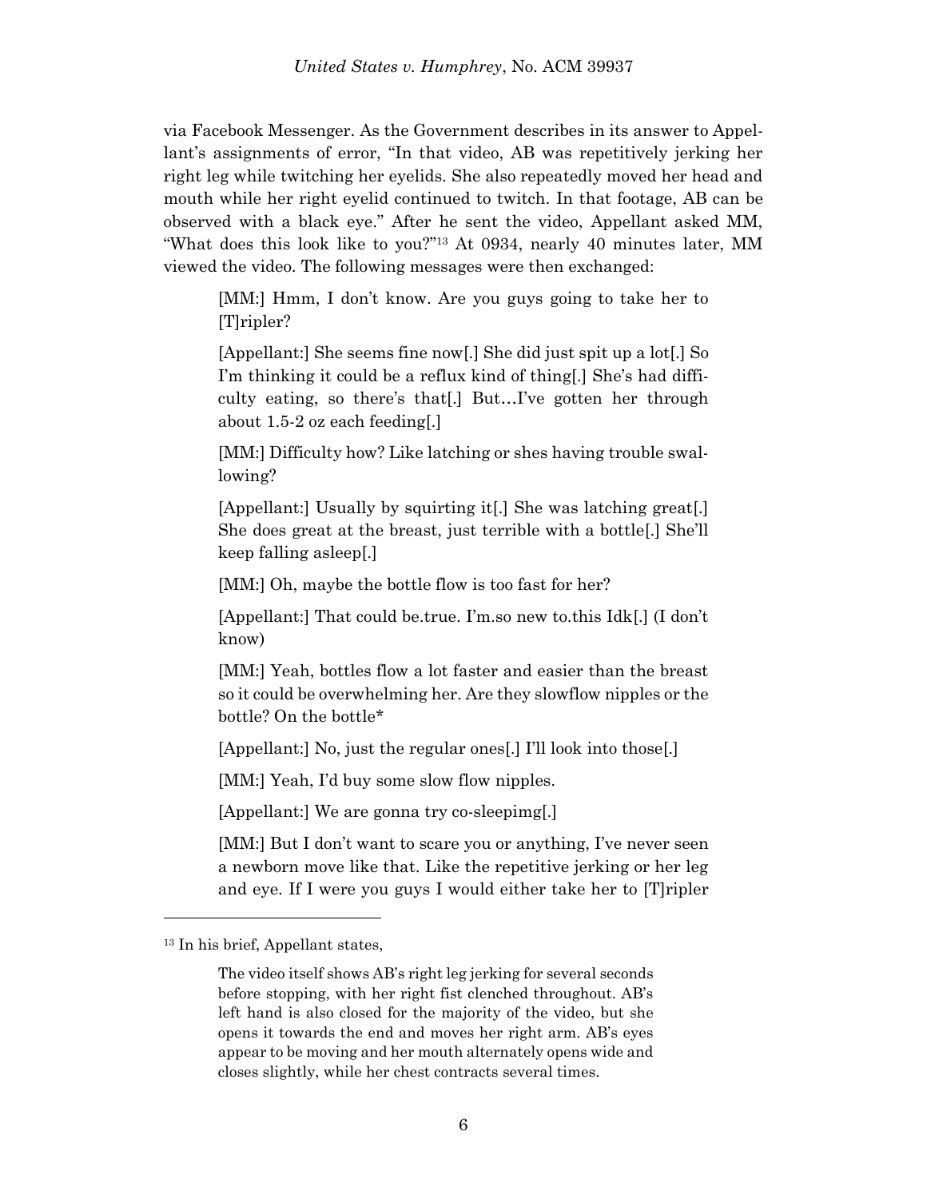via Facebook Messenger. As the Government describes in its answer to Appellant's assignments of error, "In that video, AB was repetitively jerking her right leg while twitching her eyelids. She also repeatedly moved her head and mouth while her right eyelid continued to twitch. In that footage, AB can be observed with a black eye." After he sent the video, Appellant asked MM, "What does this look like to you?"[13] At 0934, nearly 40 minutes later, MM viewed the video. The following messages were then exchanged:

> [MM:] Hmm, I don't know. Are you guys going to take her to [T]ripler?
>
> [Appellant:] She seems fine now[.] She did just spit up a lot[.] So I'm thinking it could be a reflux kind of thing[.] She's had difficulty eating, so there's that[.] But…I've gotten her through about 1.5-2 oz each feeding[.]
>
> [MM:] Difficulty how? Like latching or shes having trouble swallowing?
>
> [Appellant:] Usually by squirting it[.] She was latching great[.] She does great at the breast, just terrible with a bottle[.] She'll keep falling asleep[.]
>
> [MM:] Oh, maybe the bottle flow is too fast for her?
>
> [Appellant:] That could be.true. I'm.so new to.this Idk[.] (I don't know)
>
> [MM:] Yeah, bottles flow a lot faster and easier than the breast so it could be overwhelming her. Are they slowflow nipples or the bottle? On the bottle*
>
> [Appellant:] No, just the regular ones[.] I'll look into those[.]
>
> [MM:] Yeah, I'd buy some slow flow nipples.
>
> [Appellant:] We are gonna try co-sleepimg[.]
>
> [MM:] But I don't want to scare you or anything, I've never seen a newborn move like that. Like the repetitive jerking or her leg and eye. If I were you guys I would either take her to [T]ripler

---

[13] In his brief, Appellant states,

> The video itself shows AB's right leg jerking for several seconds before stopping, with her right fist clenched throughout. AB's left hand is also closed for the majority of the video, but she opens it towards the end and moves her right arm. AB's eyes appear to be moving and her mouth alternately opens wide and closes slightly, while her chest contracts several times.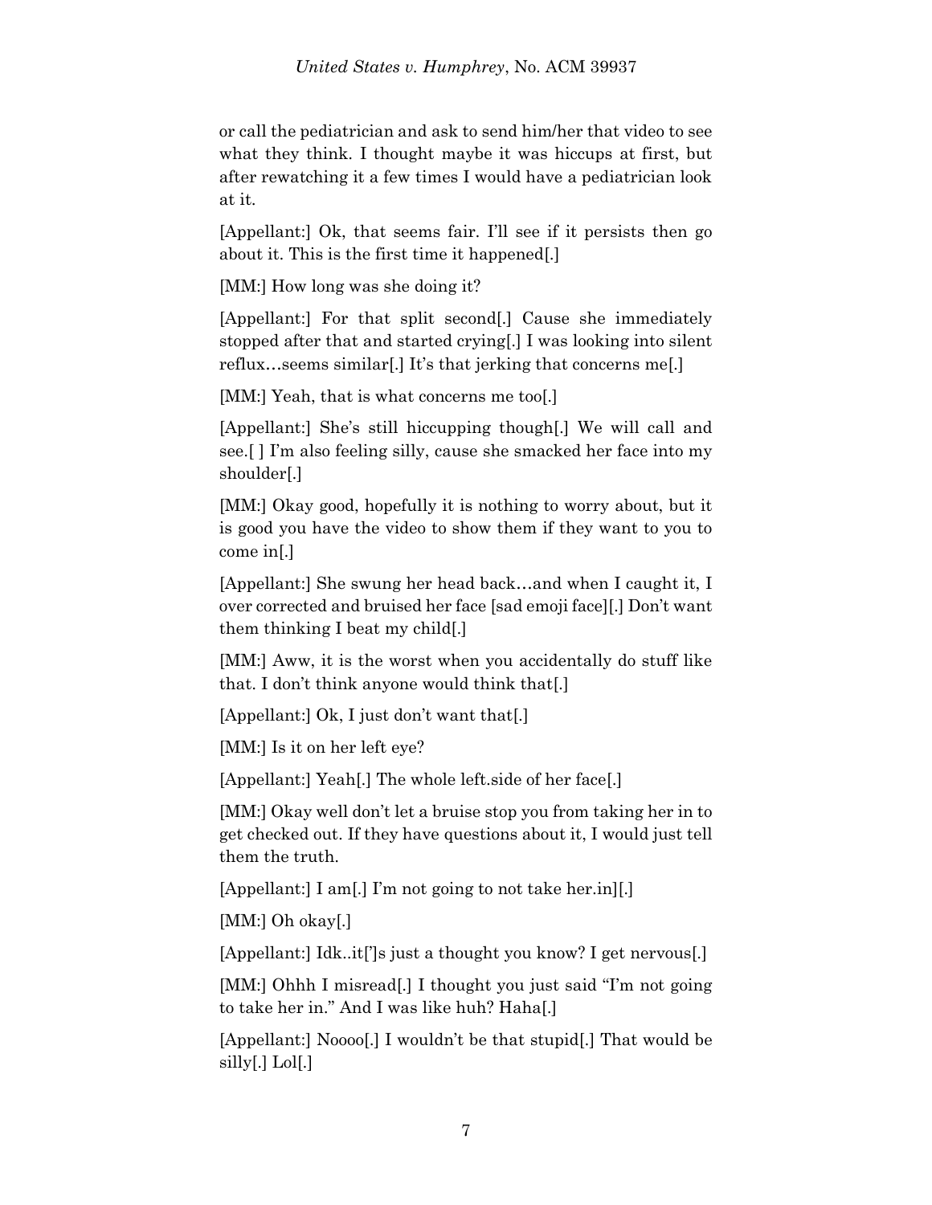or call the pediatrician and ask to send him/her that video to see what they think. I thought maybe it was hiccups at first, but after rewatching it a few times I would have a pediatrician look at it.

[Appellant:] Ok, that seems fair. I'll see if it persists then go about it. This is the first time it happened[.]

[MM:] How long was she doing it?

[Appellant:] For that split second[.] Cause she immediately stopped after that and started crying[.] I was looking into silent reflux…seems similar[.] It's that jerking that concerns me[.]

[MM:] Yeah, that is what concerns me too[.]

[Appellant:] She's still hiccupping though[.] We will call and see.[ ] I'm also feeling silly, cause she smacked her face into my shoulder[.]

[MM:] Okay good, hopefully it is nothing to worry about, but it is good you have the video to show them if they want to you to come in[.]

[Appellant:] She swung her head back…and when I caught it, I over corrected and bruised her face [sad emoji face][.] Don't want them thinking I beat my child[.]

[MM:] Aww, it is the worst when you accidentally do stuff like that. I don't think anyone would think that[.]

[Appellant:] Ok, I just don't want that[.]

[MM:] Is it on her left eye?

[Appellant:] Yeah[.] The whole left.side of her face[.]

[MM:] Okay well don't let a bruise stop you from taking her in to get checked out. If they have questions about it, I would just tell them the truth.

[Appellant:] I am[.] I'm not going to not take her.in][.]

[MM:] Oh okay[.]

[Appellant:] Idk..it[']s just a thought you know? I get nervous[.]

[MM:] Ohhh I misread[.] I thought you just said "I'm not going to take her in." And I was like huh? Haha[.]

[Appellant:] Noooo[.] I wouldn't be that stupid[.] That would be silly[.] Lol[.]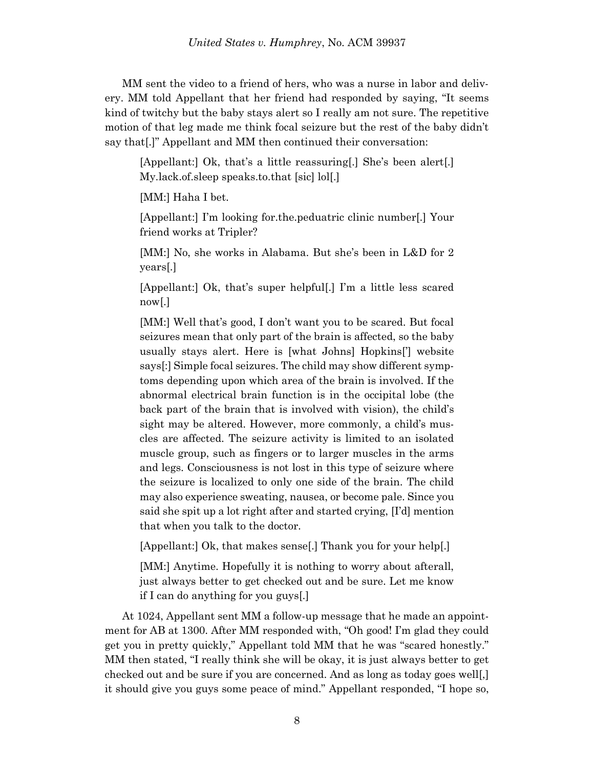MM sent the video to a friend of hers, who was a nurse in labor and delivery. MM told Appellant that her friend had responded by saying, "It seems kind of twitchy but the baby stays alert so I really am not sure. The repetitive motion of that leg made me think focal seizure but the rest of the baby didn't say that[.]" Appellant and MM then continued their conversation:

> [Appellant:] Ok, that's a little reassuring[.] She's been alert[.] My.lack.of.sleep speaks.to.that [sic] lol[.]
>
> [MM:] Haha I bet.
>
> [Appellant:] I'm looking for.the.peduatric clinic number[.] Your friend works at Tripler?
>
> [MM:] No, she works in Alabama. But she's been in L&D for 2 years[.]
>
> [Appellant:] Ok, that's super helpful[.] I'm a little less scared now[.]
>
> [MM:] Well that's good, I don't want you to be scared. But focal seizures mean that only part of the brain is affected, so the baby usually stays alert. Here is [what Johns] Hopkins['] website says[:] Simple focal seizures. The child may show different symptoms depending upon which area of the brain is involved. If the abnormal electrical brain function is in the occipital lobe (the back part of the brain that is involved with vision), the child's sight may be altered. However, more commonly, a child's muscles are affected. The seizure activity is limited to an isolated muscle group, such as fingers or to larger muscles in the arms and legs. Consciousness is not lost in this type of seizure where the seizure is localized to only one side of the brain. The child may also experience sweating, nausea, or become pale. Since you said she spit up a lot right after and started crying, [I'd] mention that when you talk to the doctor.
>
> [Appellant:] Ok, that makes sense[.] Thank you for your help[.]
>
> [MM:] Anytime. Hopefully it is nothing to worry about afterall, just always better to get checked out and be sure. Let me know if I can do anything for you guys[.]

At 1024, Appellant sent MM a follow-up message that he made an appointment for AB at 1300. After MM responded with, "Oh good! I'm glad they could get you in pretty quickly," Appellant told MM that he was "scared honestly." MM then stated, "I really think she will be okay, it is just always better to get checked out and be sure if you are concerned. And as long as today goes well[,] it should give you guys some peace of mind." Appellant responded, "I hope so,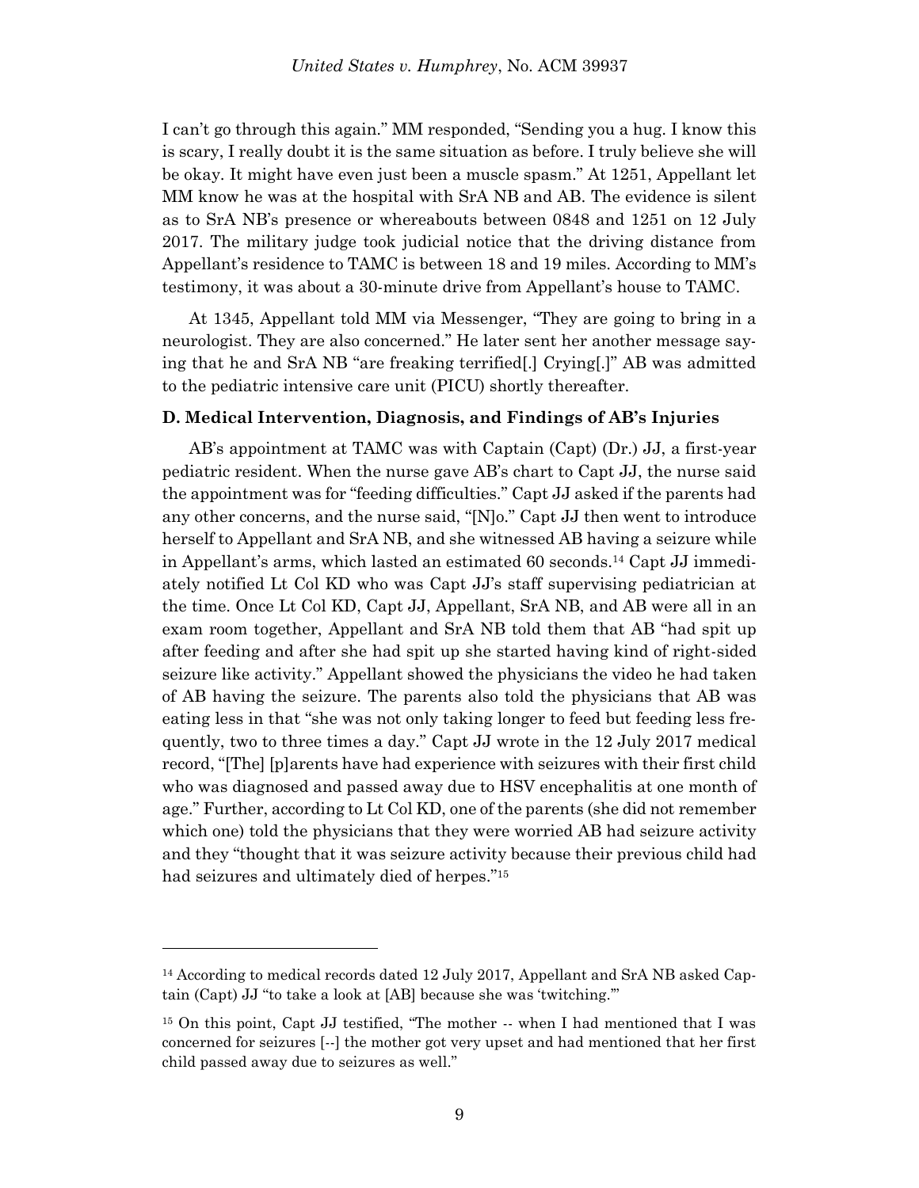I can't go through this again." MM responded, "Sending you a hug. I know this is scary, I really doubt it is the same situation as before. I truly believe she will be okay. It might have even just been a muscle spasm." At 1251, Appellant let MM know he was at the hospital with SrA NB and AB. The evidence is silent as to SrA NB's presence or whereabouts between 0848 and 1251 on 12 July 2017. The military judge took judicial notice that the driving distance from Appellant's residence to TAMC is between 18 and 19 miles. According to MM's testimony, it was about a 30-minute drive from Appellant's house to TAMC.

At 1345, Appellant told MM via Messenger, "They are going to bring in a neurologist. They are also concerned." He later sent her another message saying that he and SrA NB "are freaking terrified[.] Crying[.]" AB was admitted to the pediatric intensive care unit (PICU) shortly thereafter.

### D. Medical Intervention, Diagnosis, and Findings of AB's Injuries

AB's appointment at TAMC was with Captain (Capt) (Dr.) JJ, a first-year pediatric resident. When the nurse gave AB's chart to Capt JJ, the nurse said the appointment was for "feeding difficulties." Capt JJ asked if the parents had any other concerns, and the nurse said, "[N]o." Capt JJ then went to introduce herself to Appellant and SrA NB, and she witnessed AB having a seizure while in Appellant's arms, which lasted an estimated 60 seconds.[14] Capt JJ immediately notified Lt Col KD who was Capt JJ's staff supervising pediatrician at the time. Once Lt Col KD, Capt JJ, Appellant, SrA NB, and AB were all in an exam room together, Appellant and SrA NB told them that AB "had spit up after feeding and after she had spit up she started having kind of right-sided seizure like activity." Appellant showed the physicians the video he had taken of AB having the seizure. The parents also told the physicians that AB was eating less in that "she was not only taking longer to feed but feeding less frequently, two to three times a day." Capt JJ wrote in the 12 July 2017 medical record, "[The] [p]arents have had experience with seizures with their first child who was diagnosed and passed away due to HSV encephalitis at one month of age." Further, according to Lt Col KD, one of the parents (she did not remember which one) told the physicians that they were worried AB had seizure activity and they "thought that it was seizure activity because their previous child had had seizures and ultimately died of herpes."[15]

---

[14] According to medical records dated 12 July 2017, Appellant and SrA NB asked Captain (Capt) JJ "to take a look at [AB] because she was 'twitching.'"

[15] On this point, Capt JJ testified, "The mother -- when I had mentioned that I was concerned for seizures [--] the mother got very upset and had mentioned that her first child passed away due to seizures as well."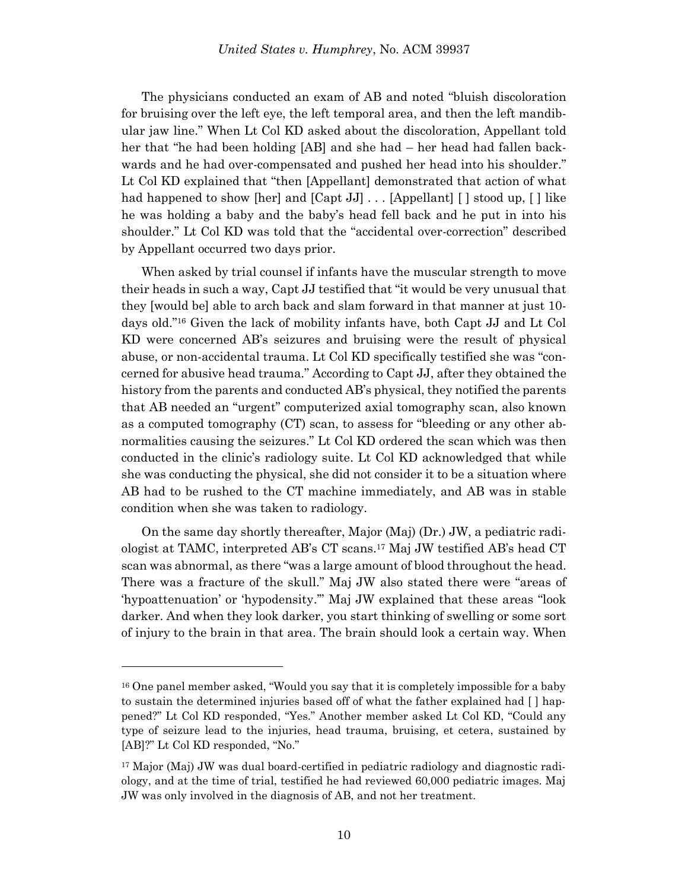The physicians conducted an exam of AB and noted "bluish discoloration for bruising over the left eye, the left temporal area, and then the left mandibular jaw line." When Lt Col KD asked about the discoloration, Appellant told her that "he had been holding [AB] and she had – her head had fallen backwards and he had over-compensated and pushed her head into his shoulder." Lt Col KD explained that "then [Appellant] demonstrated that action of what had happened to show [her] and [Capt JJ] . . . [Appellant] [ ] stood up, [ ] like he was holding a baby and the baby's head fell back and he put in into his shoulder." Lt Col KD was told that the "accidental over-correction" described by Appellant occurred two days prior.

When asked by trial counsel if infants have the muscular strength to move their heads in such a way, Capt JJ testified that "it would be very unusual that they [would be] able to arch back and slam forward in that manner at just 10-days old."[16] Given the lack of mobility infants have, both Capt JJ and Lt Col KD were concerned AB's seizures and bruising were the result of physical abuse, or non-accidental trauma. Lt Col KD specifically testified she was "concerned for abusive head trauma." According to Capt JJ, after they obtained the history from the parents and conducted AB's physical, they notified the parents that AB needed an "urgent" computerized axial tomography scan, also known as a computed tomography (CT) scan, to assess for "bleeding or any other abnormalities causing the seizures." Lt Col KD ordered the scan which was then conducted in the clinic's radiology suite. Lt Col KD acknowledged that while she was conducting the physical, she did not consider it to be a situation where AB had to be rushed to the CT machine immediately, and AB was in stable condition when she was taken to radiology.

On the same day shortly thereafter, Major (Maj) (Dr.) JW, a pediatric radiologist at TAMC, interpreted AB's CT scans.[17] Maj JW testified AB's head CT scan was abnormal, as there "was a large amount of blood throughout the head. There was a fracture of the skull." Maj JW also stated there were "areas of 'hypoattenuation' or 'hypodensity.'" Maj JW explained that these areas "look darker. And when they look darker, you start thinking of swelling or some sort of injury to the brain in that area. The brain should look a certain way. When

---

[16] One panel member asked, "Would you say that it is completely impossible for a baby to sustain the determined injuries based off of what the father explained had [ ] happened?" Lt Col KD responded, "Yes." Another member asked Lt Col KD, "Could any type of seizure lead to the injuries, head trauma, bruising, et cetera, sustained by [AB]?" Lt Col KD responded, "No."

[17] Major (Maj) JW was dual board-certified in pediatric radiology and diagnostic radiology, and at the time of trial, testified he had reviewed 60,000 pediatric images. Maj JW was only involved in the diagnosis of AB, and not her treatment.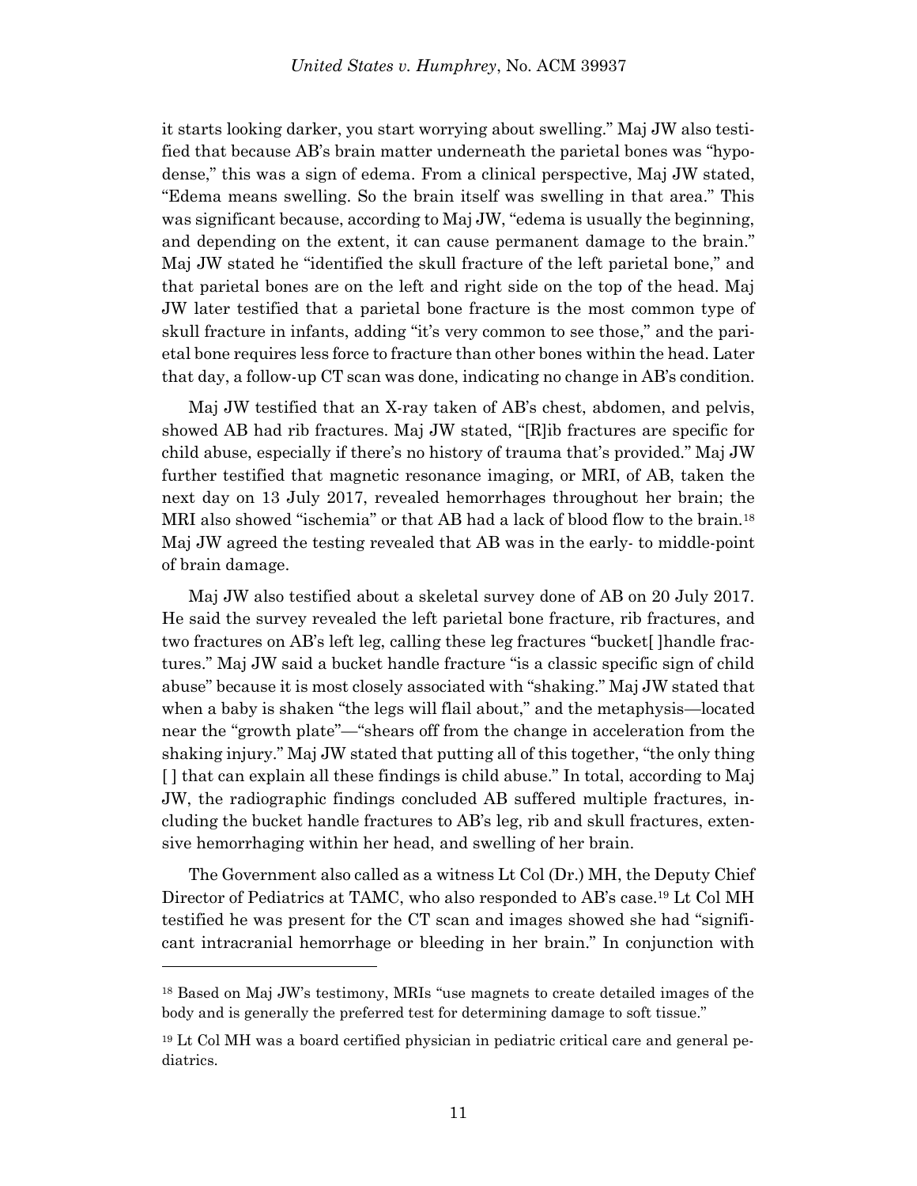it starts looking darker, you start worrying about swelling." Maj JW also testified that because AB's brain matter underneath the parietal bones was "hypodense," this was a sign of edema. From a clinical perspective, Maj JW stated, "Edema means swelling. So the brain itself was swelling in that area." This was significant because, according to Maj JW, "edema is usually the beginning, and depending on the extent, it can cause permanent damage to the brain." Maj JW stated he "identified the skull fracture of the left parietal bone," and that parietal bones are on the left and right side on the top of the head. Maj JW later testified that a parietal bone fracture is the most common type of skull fracture in infants, adding "it's very common to see those," and the parietal bone requires less force to fracture than other bones within the head. Later that day, a follow-up CT scan was done, indicating no change in AB's condition.

Maj JW testified that an X-ray taken of AB's chest, abdomen, and pelvis, showed AB had rib fractures. Maj JW stated, "[R]ib fractures are specific for child abuse, especially if there's no history of trauma that's provided." Maj JW further testified that magnetic resonance imaging, or MRI, of AB, taken the next day on 13 July 2017, revealed hemorrhages throughout her brain; the MRI also showed "ischemia" or that AB had a lack of blood flow to the brain.[18] Maj JW agreed the testing revealed that AB was in the early- to middle-point of brain damage.

Maj JW also testified about a skeletal survey done of AB on 20 July 2017. He said the survey revealed the left parietal bone fracture, rib fractures, and two fractures on AB's left leg, calling these leg fractures "bucket[ ]handle fractures." Maj JW said a bucket handle fracture "is a classic specific sign of child abuse" because it is most closely associated with "shaking." Maj JW stated that when a baby is shaken "the legs will flail about," and the metaphysis—located near the "growth plate"—"shears off from the change in acceleration from the shaking injury." Maj JW stated that putting all of this together, "the only thing [ ] that can explain all these findings is child abuse." In total, according to Maj JW, the radiographic findings concluded AB suffered multiple fractures, including the bucket handle fractures to AB's leg, rib and skull fractures, extensive hemorrhaging within her head, and swelling of her brain.

The Government also called as a witness Lt Col (Dr.) MH, the Deputy Chief Director of Pediatrics at TAMC, who also responded to AB's case.[19] Lt Col MH testified he was present for the CT scan and images showed she had "significant intracranial hemorrhage or bleeding in her brain." In conjunction with

---

[18] Based on Maj JW's testimony, MRIs "use magnets to create detailed images of the body and is generally the preferred test for determining damage to soft tissue."

[19] Lt Col MH was a board certified physician in pediatric critical care and general pediatrics.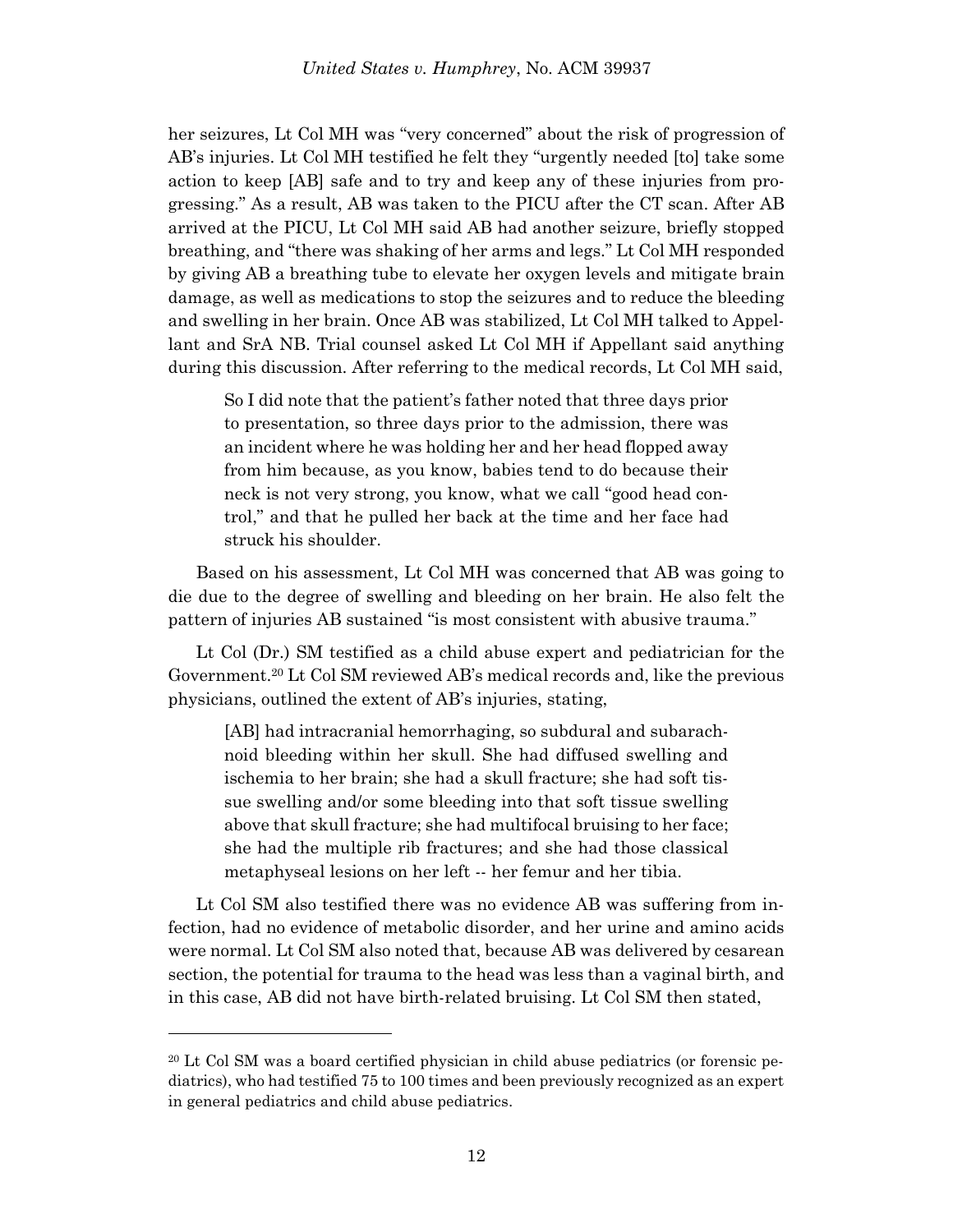her seizures, Lt Col MH was "very concerned" about the risk of progression of AB's injuries. Lt Col MH testified he felt they "urgently needed [to] take some action to keep [AB] safe and to try and keep any of these injuries from progressing." As a result, AB was taken to the PICU after the CT scan. After AB arrived at the PICU, Lt Col MH said AB had another seizure, briefly stopped breathing, and "there was shaking of her arms and legs." Lt Col MH responded by giving AB a breathing tube to elevate her oxygen levels and mitigate brain damage, as well as medications to stop the seizures and to reduce the bleeding and swelling in her brain. Once AB was stabilized, Lt Col MH talked to Appellant and SrA NB. Trial counsel asked Lt Col MH if Appellant said anything during this discussion. After referring to the medical records, Lt Col MH said,

> So I did note that the patient's father noted that three days prior to presentation, so three days prior to the admission, there was an incident where he was holding her and her head flopped away from him because, as you know, babies tend to do because their neck is not very strong, you know, what we call "good head control," and that he pulled her back at the time and her face had struck his shoulder.

Based on his assessment, Lt Col MH was concerned that AB was going to die due to the degree of swelling and bleeding on her brain. He also felt the pattern of injuries AB sustained "is most consistent with abusive trauma."

Lt Col (Dr.) SM testified as a child abuse expert and pediatrician for the Government.[20] Lt Col SM reviewed AB's medical records and, like the previous physicians, outlined the extent of AB's injuries, stating,

> [AB] had intracranial hemorrhaging, so subdural and subarachnoid bleeding within her skull. She had diffused swelling and ischemia to her brain; she had a skull fracture; she had soft tissue swelling and/or some bleeding into that soft tissue swelling above that skull fracture; she had multifocal bruising to her face; she had the multiple rib fractures; and she had those classical metaphyseal lesions on her left -- her femur and her tibia.

Lt Col SM also testified there was no evidence AB was suffering from infection, had no evidence of metabolic disorder, and her urine and amino acids were normal. Lt Col SM also noted that, because AB was delivered by cesarean section, the potential for trauma to the head was less than a vaginal birth, and in this case, AB did not have birth-related bruising. Lt Col SM then stated,

---

[20] Lt Col SM was a board certified physician in child abuse pediatrics (or forensic pediatrics), who had testified 75 to 100 times and been previously recognized as an expert in general pediatrics and child abuse pediatrics.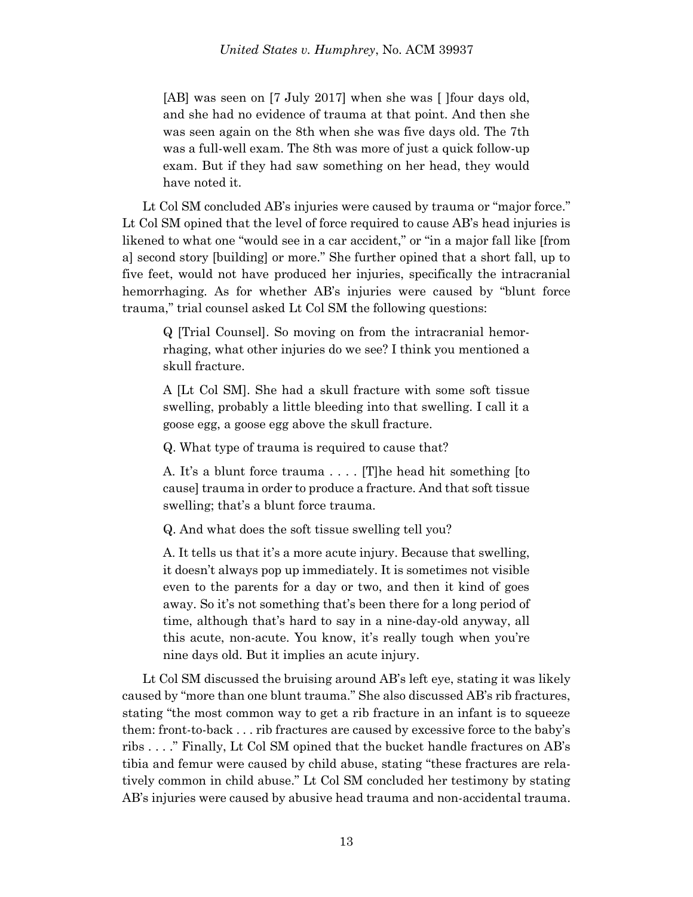> [AB] was seen on [7 July 2017] when she was [ ]four days old, and she had no evidence of trauma at that point. And then she was seen again on the 8th when she was five days old. The 7th was a full-well exam. The 8th was more of just a quick follow-up exam. But if they had saw something on her head, they would have noted it.

Lt Col SM concluded AB's injuries were caused by trauma or "major force." Lt Col SM opined that the level of force required to cause AB's head injuries is likened to what one "would see in a car accident," or "in a major fall like [from a] second story [building] or more." She further opined that a short fall, up to five feet, would not have produced her injuries, specifically the intracranial hemorrhaging. As for whether AB's injuries were caused by "blunt force trauma," trial counsel asked Lt Col SM the following questions:

> Q [Trial Counsel]. So moving on from the intracranial hemorrhaging, what other injuries do we see? I think you mentioned a skull fracture.
>
> A [Lt Col SM]. She had a skull fracture with some soft tissue swelling, probably a little bleeding into that swelling. I call it a goose egg, a goose egg above the skull fracture.
>
> Q. What type of trauma is required to cause that?
>
> A. It's a blunt force trauma . . . . [T]he head hit something [to cause] trauma in order to produce a fracture. And that soft tissue swelling; that's a blunt force trauma.
>
> Q. And what does the soft tissue swelling tell you?
>
> A. It tells us that it's a more acute injury. Because that swelling, it doesn't always pop up immediately. It is sometimes not visible even to the parents for a day or two, and then it kind of goes away. So it's not something that's been there for a long period of time, although that's hard to say in a nine-day-old anyway, all this acute, non-acute. You know, it's really tough when you're nine days old. But it implies an acute injury.

Lt Col SM discussed the bruising around AB's left eye, stating it was likely caused by "more than one blunt trauma." She also discussed AB's rib fractures, stating "the most common way to get a rib fracture in an infant is to squeeze them: front-to-back . . . rib fractures are caused by excessive force to the baby's ribs . . . ." Finally, Lt Col SM opined that the bucket handle fractures on AB's tibia and femur were caused by child abuse, stating "these fractures are relatively common in child abuse." Lt Col SM concluded her testimony by stating AB's injuries were caused by abusive head trauma and non-accidental trauma.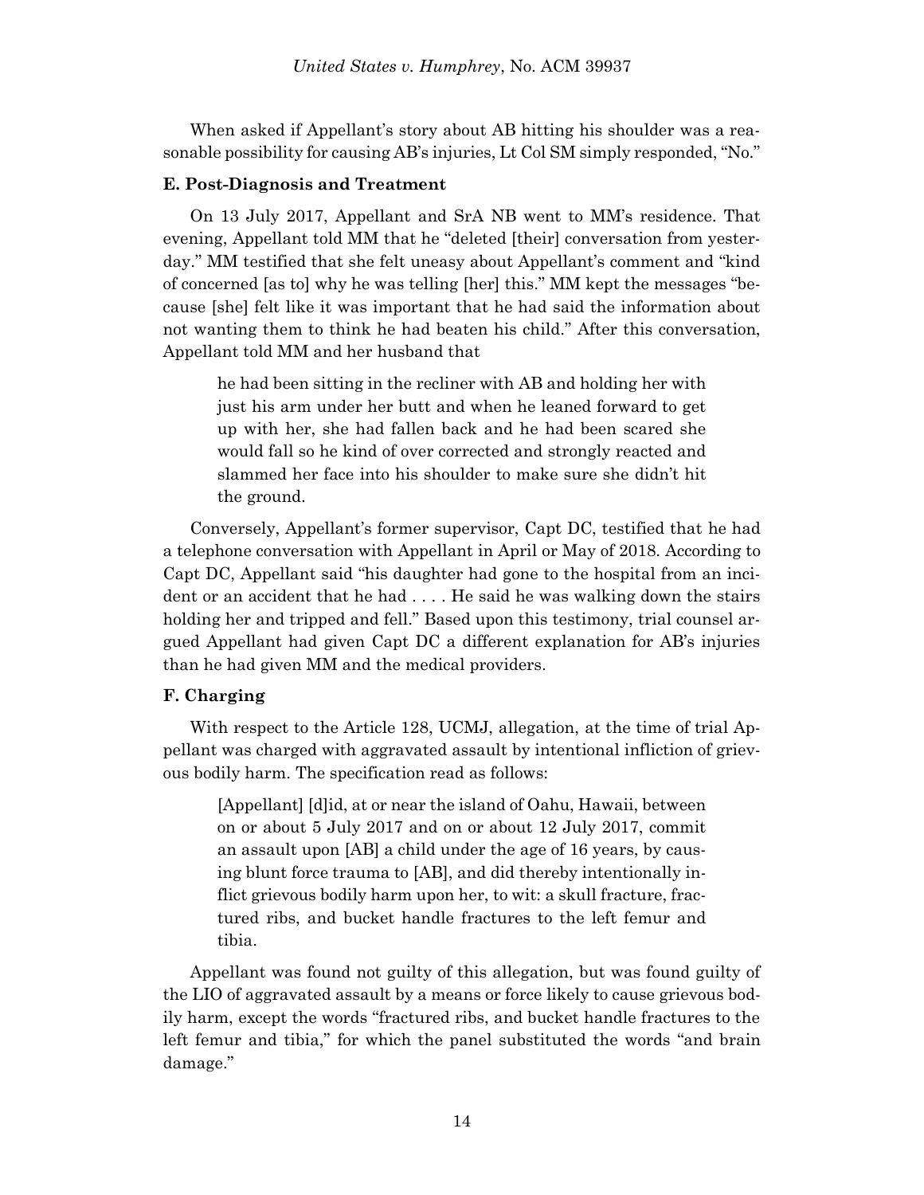When asked if Appellant's story about AB hitting his shoulder was a reasonable possibility for causing AB's injuries, Lt Col SM simply responded, "No."

### E. Post-Diagnosis and Treatment

On 13 July 2017, Appellant and SrA NB went to MM's residence. That evening, Appellant told MM that he "deleted [their] conversation from yesterday." MM testified that she felt uneasy about Appellant's comment and "kind of concerned [as to] why he was telling [her] this." MM kept the messages "because [she] felt like it was important that he had said the information about not wanting them to think he had beaten his child." After this conversation, Appellant told MM and her husband that

> he had been sitting in the recliner with AB and holding her with just his arm under her butt and when he leaned forward to get up with her, she had fallen back and he had been scared she would fall so he kind of over corrected and strongly reacted and slammed her face into his shoulder to make sure she didn't hit the ground.

Conversely, Appellant's former supervisor, Capt DC, testified that he had a telephone conversation with Appellant in April or May of 2018. According to Capt DC, Appellant said "his daughter had gone to the hospital from an incident or an accident that he had . . . . He said he was walking down the stairs holding her and tripped and fell." Based upon this testimony, trial counsel argued Appellant had given Capt DC a different explanation for AB's injuries than he had given MM and the medical providers.

### F. Charging

With respect to the Article 128, UCMJ, allegation, at the time of trial Appellant was charged with aggravated assault by intentional infliction of grievous bodily harm. The specification read as follows:

> [Appellant] [d]id, at or near the island of Oahu, Hawaii, between on or about 5 July 2017 and on or about 12 July 2017, commit an assault upon [AB] a child under the age of 16 years, by causing blunt force trauma to [AB], and did thereby intentionally inflict grievous bodily harm upon her, to wit: a skull fracture, fractured ribs, and bucket handle fractures to the left femur and tibia.

Appellant was found not guilty of this allegation, but was found guilty of the LIO of aggravated assault by a means or force likely to cause grievous bodily harm, except the words "fractured ribs, and bucket handle fractures to the left femur and tibia," for which the panel substituted the words "and brain damage."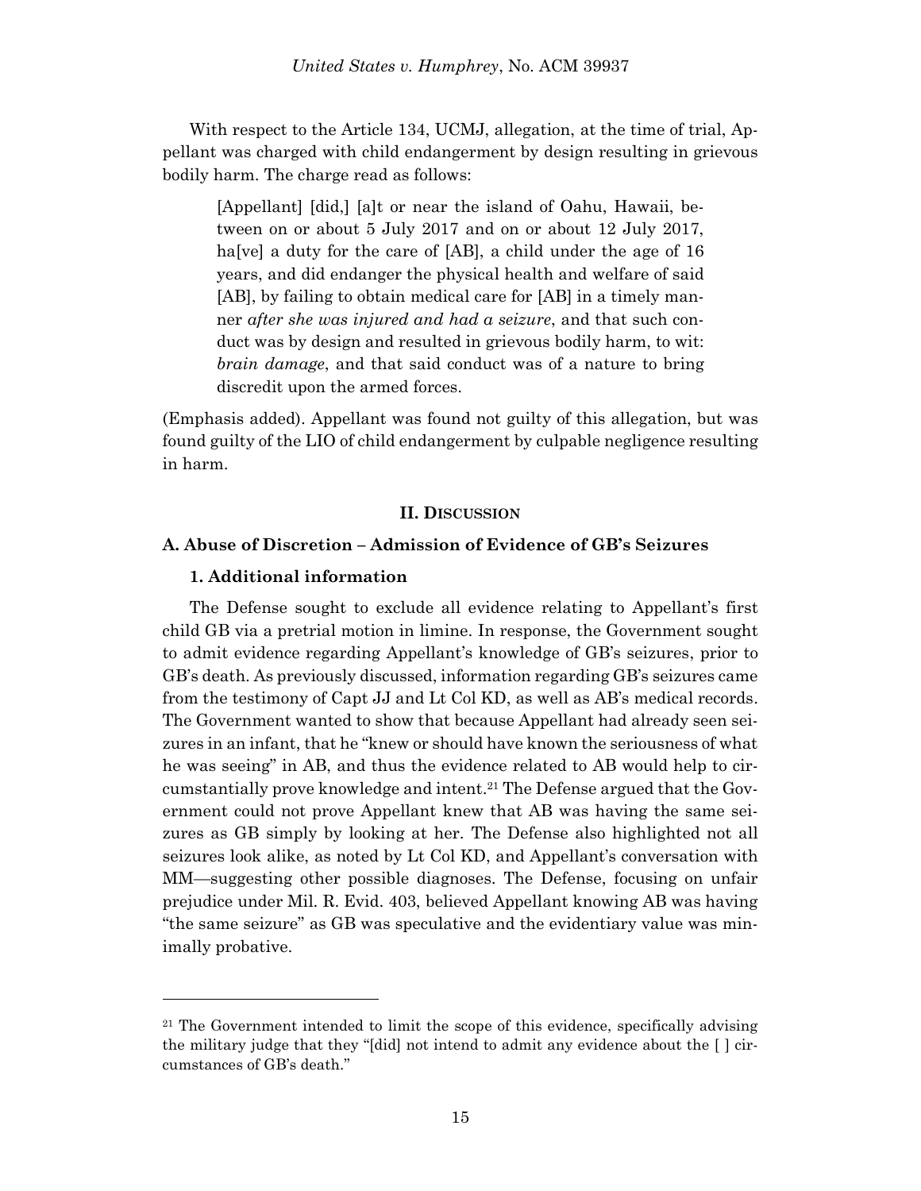With respect to the Article 134, UCMJ, allegation, at the time of trial, Appellant was charged with child endangerment by design resulting in grievous bodily harm. The charge read as follows:

> [Appellant] [did,] [a]t or near the island of Oahu, Hawaii, between on or about 5 July 2017 and on or about 12 July 2017, ha[ve] a duty for the care of [AB], a child under the age of 16 years, and did endanger the physical health and welfare of said [AB], by failing to obtain medical care for [AB] in a timely manner *after she was injured and had a seizure*, and that such conduct was by design and resulted in grievous bodily harm, to wit: *brain damage*, and that said conduct was of a nature to bring discredit upon the armed forces.

(Emphasis added). Appellant was found not guilty of this allegation, but was found guilty of the LIO of child endangerment by culpable negligence resulting in harm.

## II. Discussion

### A. Abuse of Discretion – Admission of Evidence of GB's Seizures

#### 1. Additional information

The Defense sought to exclude all evidence relating to Appellant's first child GB via a pretrial motion in limine. In response, the Government sought to admit evidence regarding Appellant's knowledge of GB's seizures, prior to GB's death. As previously discussed, information regarding GB's seizures came from the testimony of Capt JJ and Lt Col KD, as well as AB's medical records. The Government wanted to show that because Appellant had already seen seizures in an infant, that he "knew or should have known the seriousness of what he was seeing" in AB, and thus the evidence related to AB would help to circumstantially prove knowledge and intent.[21] The Defense argued that the Government could not prove Appellant knew that AB was having the same seizures as GB simply by looking at her. The Defense also highlighted not all seizures look alike, as noted by Lt Col KD, and Appellant's conversation with MM—suggesting other possible diagnoses. The Defense, focusing on unfair prejudice under Mil. R. Evid. 403, believed Appellant knowing AB was having "the same seizure" as GB was speculative and the evidentiary value was minimally probative.

---

[21] The Government intended to limit the scope of this evidence, specifically advising the military judge that they "[did] not intend to admit any evidence about the [ ] circumstances of GB's death."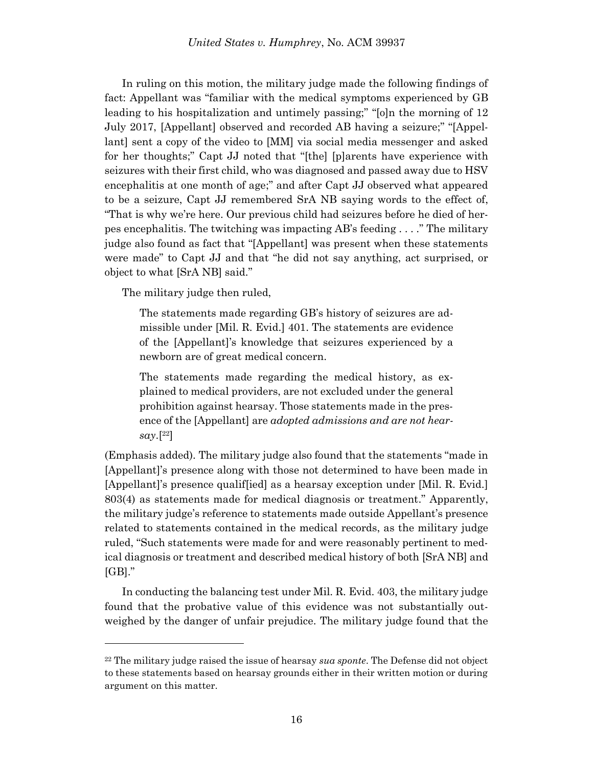In ruling on this motion, the military judge made the following findings of fact: Appellant was "familiar with the medical symptoms experienced by GB leading to his hospitalization and untimely passing;" "[o]n the morning of 12 July 2017, [Appellant] observed and recorded AB having a seizure;" "[Appellant] sent a copy of the video to [MM] via social media messenger and asked for her thoughts;" Capt JJ noted that "[the] [p]arents have experience with seizures with their first child, who was diagnosed and passed away due to HSV encephalitis at one month of age;" and after Capt JJ observed what appeared to be a seizure, Capt JJ remembered SrA NB saying words to the effect of, "That is why we're here. Our previous child had seizures before he died of herpes encephalitis. The twitching was impacting AB's feeding . . . ." The military judge also found as fact that "[Appellant] was present when these statements were made" to Capt JJ and that "he did not say anything, act surprised, or object to what [SrA NB] said."

The military judge then ruled,

> The statements made regarding GB's history of seizures are admissible under [Mil. R. Evid.] 401. The statements are evidence of the [Appellant]'s knowledge that seizures experienced by a newborn are of great medical concern.
>
> The statements made regarding the medical history, as explained to medical providers, are not excluded under the general prohibition against hearsay. Those statements made in the presence of the [Appellant] are *adopted admissions and are not hearsay*.[22]

(Emphasis added). The military judge also found that the statements "made in [Appellant]'s presence along with those not determined to have been made in [Appellant]'s presence qualif[ied] as a hearsay exception under [Mil. R. Evid.] 803(4) as statements made for medical diagnosis or treatment." Apparently, the military judge's reference to statements made outside Appellant's presence related to statements contained in the medical records, as the military judge ruled, "Such statements were made for and were reasonably pertinent to medical diagnosis or treatment and described medical history of both [SrA NB] and [GB]."

In conducting the balancing test under Mil. R. Evid. 403, the military judge found that the probative value of this evidence was not substantially outweighed by the danger of unfair prejudice. The military judge found that the

---

[22] The military judge raised the issue of hearsay *sua sponte*. The Defense did not object to these statements based on hearsay grounds either in their written motion or during argument on this matter.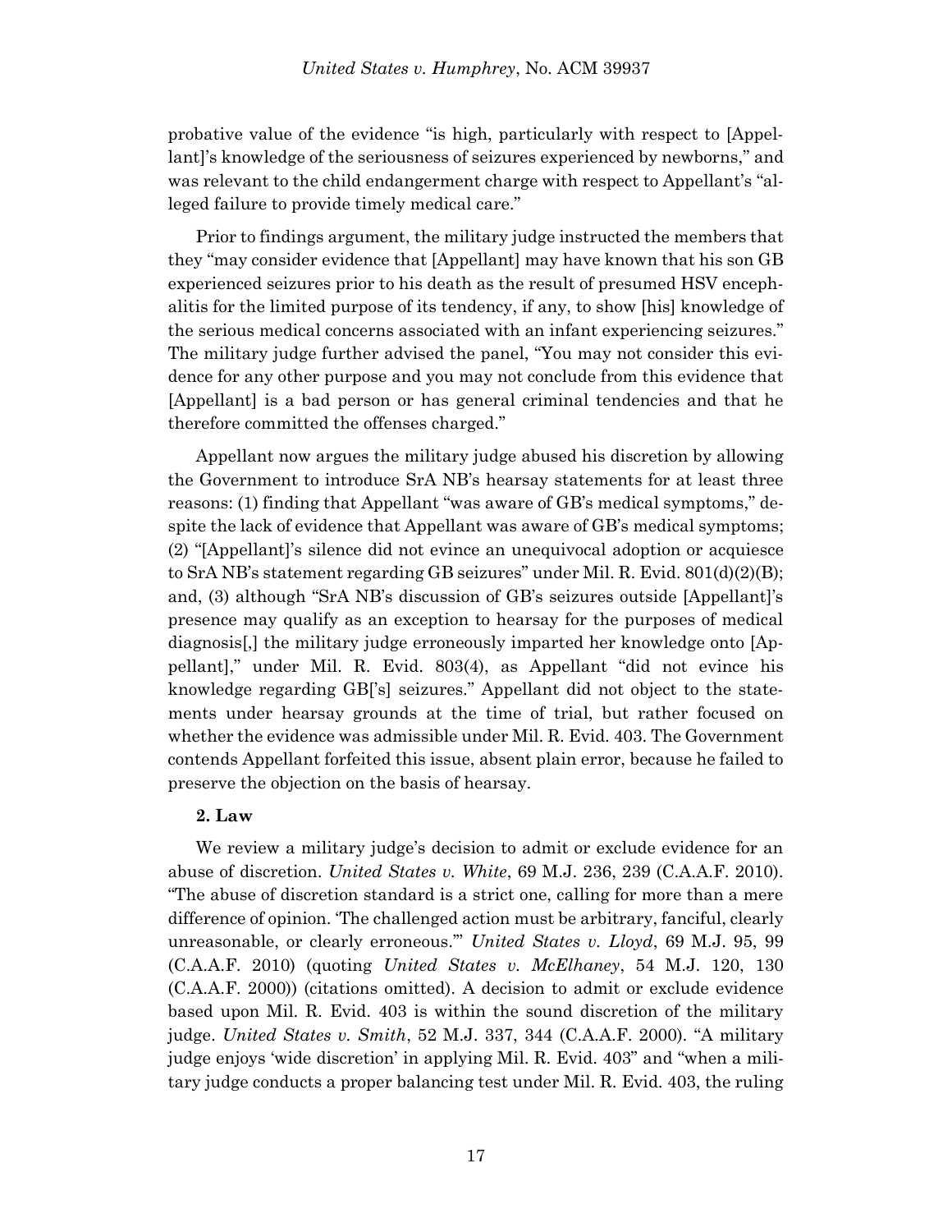probative value of the evidence "is high, particularly with respect to [Appellant]'s knowledge of the seriousness of seizures experienced by newborns," and was relevant to the child endangerment charge with respect to Appellant's "alleged failure to provide timely medical care."

Prior to findings argument, the military judge instructed the members that they "may consider evidence that [Appellant] may have known that his son GB experienced seizures prior to his death as the result of presumed HSV encephalitis for the limited purpose of its tendency, if any, to show [his] knowledge of the serious medical concerns associated with an infant experiencing seizures." The military judge further advised the panel, "You may not consider this evidence for any other purpose and you may not conclude from this evidence that [Appellant] is a bad person or has general criminal tendencies and that he therefore committed the offenses charged."

Appellant now argues the military judge abused his discretion by allowing the Government to introduce SrA NB's hearsay statements for at least three reasons: (1) finding that Appellant "was aware of GB's medical symptoms," despite the lack of evidence that Appellant was aware of GB's medical symptoms; (2) "[Appellant]'s silence did not evince an unequivocal adoption or acquiesce to SrA NB's statement regarding GB seizures" under Mil. R. Evid. 801(d)(2)(B); and, (3) although "SrA NB's discussion of GB's seizures outside [Appellant]'s presence may qualify as an exception to hearsay for the purposes of medical diagnosis[,] the military judge erroneously imparted her knowledge onto [Appellant]," under Mil. R. Evid. 803(4), as Appellant "did not evince his knowledge regarding GB['s] seizures." Appellant did not object to the statements under hearsay grounds at the time of trial, but rather focused on whether the evidence was admissible under Mil. R. Evid. 403. The Government contends Appellant forfeited this issue, absent plain error, because he failed to preserve the objection on the basis of hearsay.

**2. Law**

We review a military judge's decision to admit or exclude evidence for an abuse of discretion. *United States v. White*, 69 M.J. 236, 239 (C.A.A.F. 2010). "The abuse of discretion standard is a strict one, calling for more than a mere difference of opinion. 'The challenged action must be arbitrary, fanciful, clearly unreasonable, or clearly erroneous.'" *United States v. Lloyd*, 69 M.J. 95, 99 (C.A.A.F. 2010) (quoting *United States v. McElhaney*, 54 M.J. 120, 130 (C.A.A.F. 2000)) (citations omitted). A decision to admit or exclude evidence based upon Mil. R. Evid. 403 is within the sound discretion of the military judge. *United States v. Smith*, 52 M.J. 337, 344 (C.A.A.F. 2000). "A military judge enjoys 'wide discretion' in applying Mil. R. Evid. 403" and "when a military judge conducts a proper balancing test under Mil. R. Evid. 403, the ruling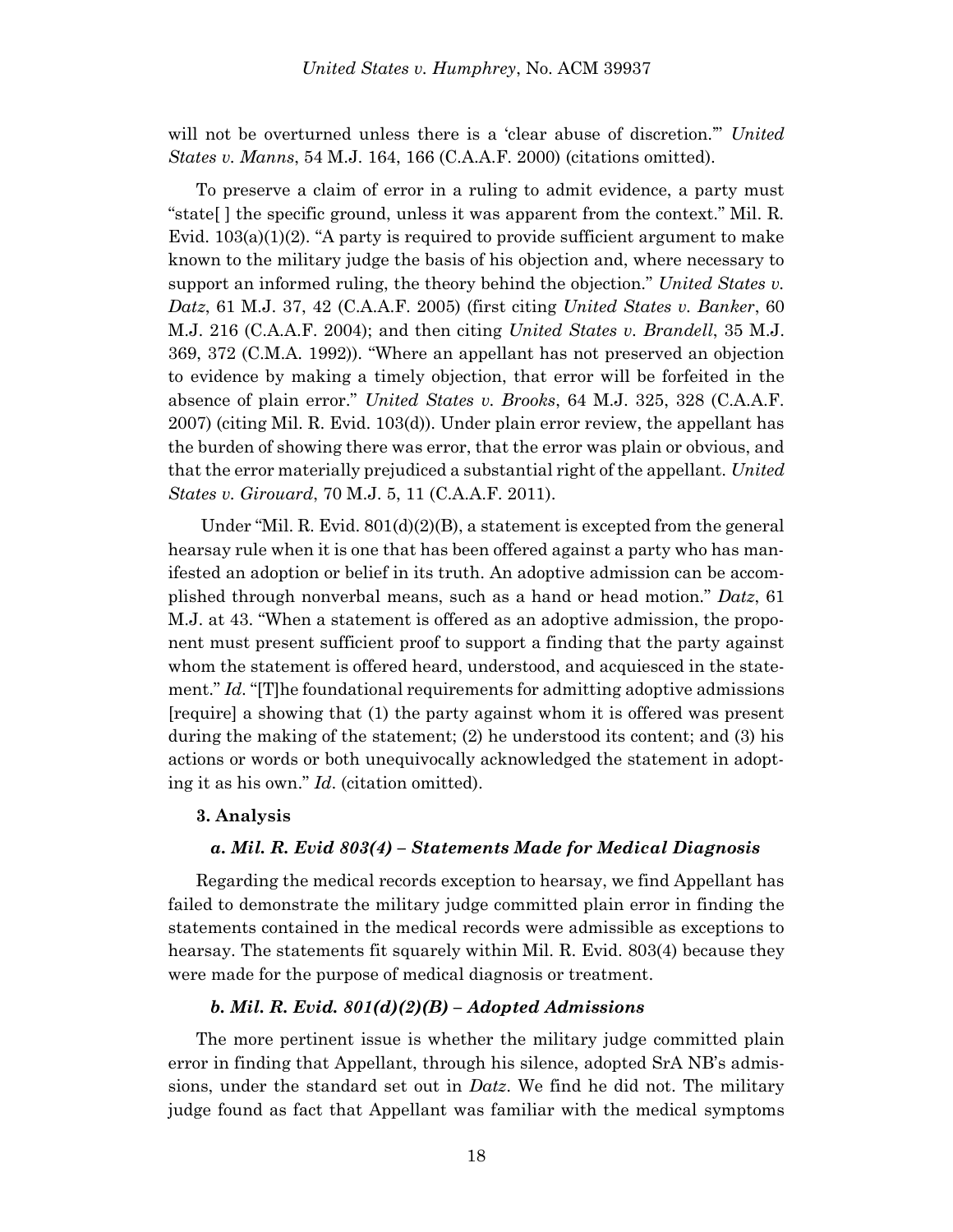will not be overturned unless there is a 'clear abuse of discretion.'" *United States v. Manns*, 54 M.J. 164, 166 (C.A.A.F. 2000) (citations omitted).

To preserve a claim of error in a ruling to admit evidence, a party must "state[ ] the specific ground, unless it was apparent from the context." Mil. R. Evid. 103(a)(1)(2). "A party is required to provide sufficient argument to make known to the military judge the basis of his objection and, where necessary to support an informed ruling, the theory behind the objection." *United States v. Datz*, 61 M.J. 37, 42 (C.A.A.F. 2005) (first citing *United States v. Banker*, 60 M.J. 216 (C.A.A.F. 2004); and then citing *United States v. Brandell*, 35 M.J. 369, 372 (C.M.A. 1992)). "Where an appellant has not preserved an objection to evidence by making a timely objection, that error will be forfeited in the absence of plain error." *United States v. Brooks*, 64 M.J. 325, 328 (C.A.A.F. 2007) (citing Mil. R. Evid. 103(d)). Under plain error review, the appellant has the burden of showing there was error, that the error was plain or obvious, and that the error materially prejudiced a substantial right of the appellant. *United States v. Girouard*, 70 M.J. 5, 11 (C.A.A.F. 2011).

Under "Mil. R. Evid. 801(d)(2)(B), a statement is excepted from the general hearsay rule when it is one that has been offered against a party who has manifested an adoption or belief in its truth. An adoptive admission can be accomplished through nonverbal means, such as a hand or head motion." *Datz*, 61 M.J. at 43. "When a statement is offered as an adoptive admission, the proponent must present sufficient proof to support a finding that the party against whom the statement is offered heard, understood, and acquiesced in the statement." *Id.* "[T]he foundational requirements for admitting adoptive admissions [require] a showing that (1) the party against whom it is offered was present during the making of the statement; (2) he understood its content; and (3) his actions or words or both unequivocally acknowledged the statement in adopting it as his own." *Id*. (citation omitted).

**3. Analysis**

***a. Mil. R. Evid 803(4) – Statements Made for Medical Diagnosis***

Regarding the medical records exception to hearsay, we find Appellant has failed to demonstrate the military judge committed plain error in finding the statements contained in the medical records were admissible as exceptions to hearsay. The statements fit squarely within Mil. R. Evid. 803(4) because they were made for the purpose of medical diagnosis or treatment.

***b. Mil. R. Evid. 801(d)(2)(B) – Adopted Admissions***

The more pertinent issue is whether the military judge committed plain error in finding that Appellant, through his silence, adopted SrA NB's admissions, under the standard set out in *Datz*. We find he did not. The military judge found as fact that Appellant was familiar with the medical symptoms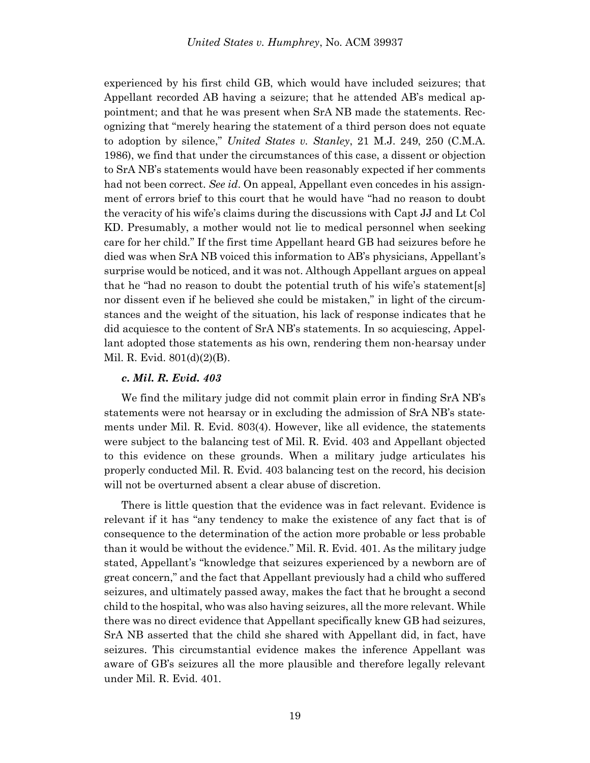experienced by his first child GB, which would have included seizures; that Appellant recorded AB having a seizure; that he attended AB's medical appointment; and that he was present when SrA NB made the statements. Recognizing that "merely hearing the statement of a third person does not equate to adoption by silence," *United States v. Stanley*, 21 M.J. 249, 250 (C.M.A. 1986), we find that under the circumstances of this case, a dissent or objection to SrA NB's statements would have been reasonably expected if her comments had not been correct. *See id*. On appeal, Appellant even concedes in his assignment of errors brief to this court that he would have "had no reason to doubt the veracity of his wife's claims during the discussions with Capt JJ and Lt Col KD. Presumably, a mother would not lie to medical personnel when seeking care for her child." If the first time Appellant heard GB had seizures before he died was when SrA NB voiced this information to AB's physicians, Appellant's surprise would be noticed, and it was not. Although Appellant argues on appeal that he "had no reason to doubt the potential truth of his wife's statement[s] nor dissent even if he believed she could be mistaken," in light of the circumstances and the weight of the situation, his lack of response indicates that he did acquiesce to the content of SrA NB's statements. In so acquiescing, Appellant adopted those statements as his own, rendering them non-hearsay under Mil. R. Evid. 801(d)(2)(B).

### *c. Mil. R. Evid. 403*

We find the military judge did not commit plain error in finding SrA NB's statements were not hearsay or in excluding the admission of SrA NB's statements under Mil. R. Evid. 803(4). However, like all evidence, the statements were subject to the balancing test of Mil. R. Evid. 403 and Appellant objected to this evidence on these grounds. When a military judge articulates his properly conducted Mil. R. Evid. 403 balancing test on the record, his decision will not be overturned absent a clear abuse of discretion.

There is little question that the evidence was in fact relevant. Evidence is relevant if it has "any tendency to make the existence of any fact that is of consequence to the determination of the action more probable or less probable than it would be without the evidence." Mil. R. Evid. 401. As the military judge stated, Appellant's "knowledge that seizures experienced by a newborn are of great concern," and the fact that Appellant previously had a child who suffered seizures, and ultimately passed away, makes the fact that he brought a second child to the hospital, who was also having seizures, all the more relevant. While there was no direct evidence that Appellant specifically knew GB had seizures, SrA NB asserted that the child she shared with Appellant did, in fact, have seizures. This circumstantial evidence makes the inference Appellant was aware of GB's seizures all the more plausible and therefore legally relevant under Mil. R. Evid. 401.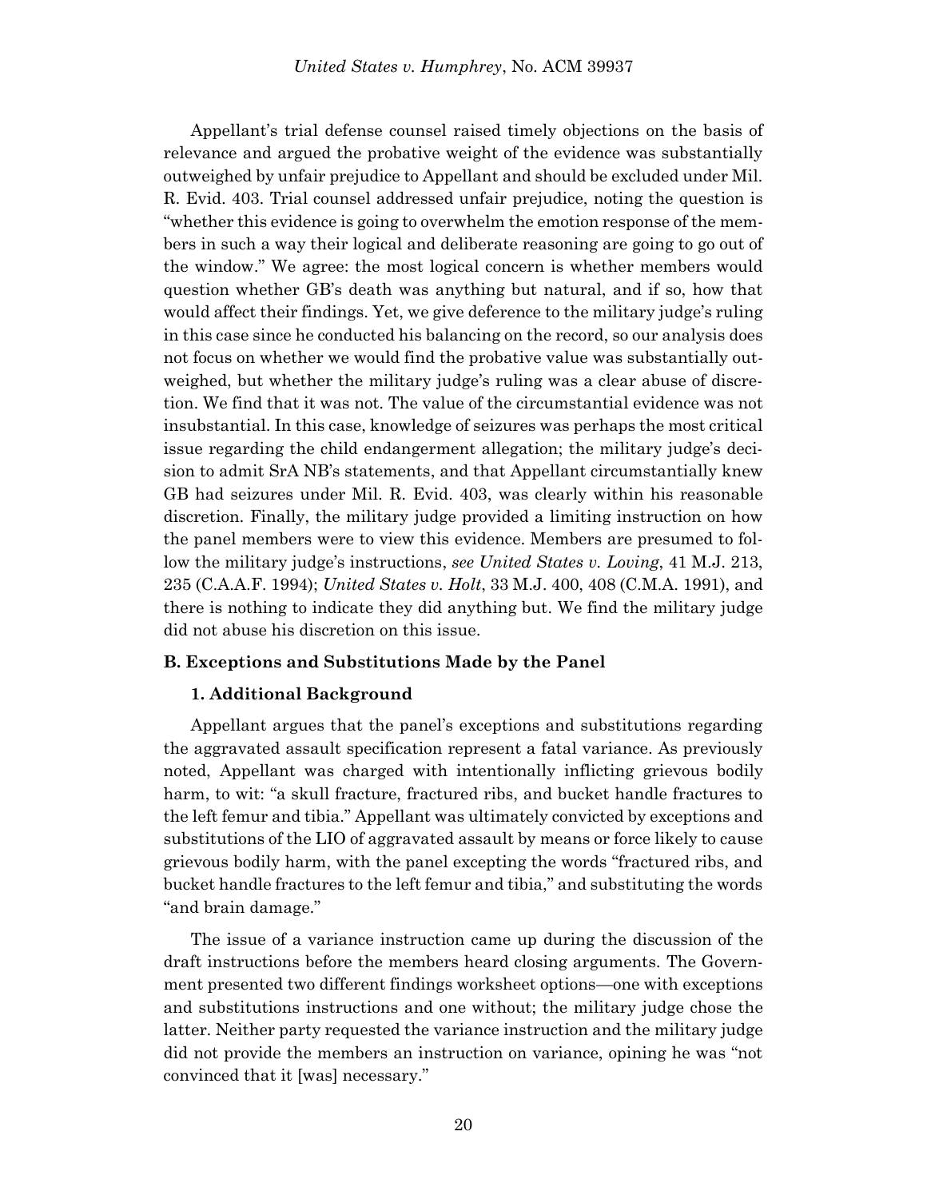Appellant's trial defense counsel raised timely objections on the basis of relevance and argued the probative weight of the evidence was substantially outweighed by unfair prejudice to Appellant and should be excluded under Mil. R. Evid. 403. Trial counsel addressed unfair prejudice, noting the question is "whether this evidence is going to overwhelm the emotion response of the members in such a way their logical and deliberate reasoning are going to go out of the window." We agree: the most logical concern is whether members would question whether GB's death was anything but natural, and if so, how that would affect their findings. Yet, we give deference to the military judge's ruling in this case since he conducted his balancing on the record, so our analysis does not focus on whether we would find the probative value was substantially outweighed, but whether the military judge's ruling was a clear abuse of discretion. We find that it was not. The value of the circumstantial evidence was not insubstantial. In this case, knowledge of seizures was perhaps the most critical issue regarding the child endangerment allegation; the military judge's decision to admit SrA NB's statements, and that Appellant circumstantially knew GB had seizures under Mil. R. Evid. 403, was clearly within his reasonable discretion. Finally, the military judge provided a limiting instruction on how the panel members were to view this evidence. Members are presumed to follow the military judge's instructions, *see United States v. Loving*, 41 M.J. 213, 235 (C.A.A.F. 1994); *United States v. Holt*, 33 M.J. 400, 408 (C.M.A. 1991), and there is nothing to indicate they did anything but. We find the military judge did not abuse his discretion on this issue.

### B. Exceptions and Substitutions Made by the Panel

#### 1. Additional Background

Appellant argues that the panel's exceptions and substitutions regarding the aggravated assault specification represent a fatal variance. As previously noted, Appellant was charged with intentionally inflicting grievous bodily harm, to wit: "a skull fracture, fractured ribs, and bucket handle fractures to the left femur and tibia." Appellant was ultimately convicted by exceptions and substitutions of the LIO of aggravated assault by means or force likely to cause grievous bodily harm, with the panel excepting the words "fractured ribs, and bucket handle fractures to the left femur and tibia," and substituting the words "and brain damage."

The issue of a variance instruction came up during the discussion of the draft instructions before the members heard closing arguments. The Government presented two different findings worksheet options—one with exceptions and substitutions instructions and one without; the military judge chose the latter. Neither party requested the variance instruction and the military judge did not provide the members an instruction on variance, opining he was "not convinced that it [was] necessary."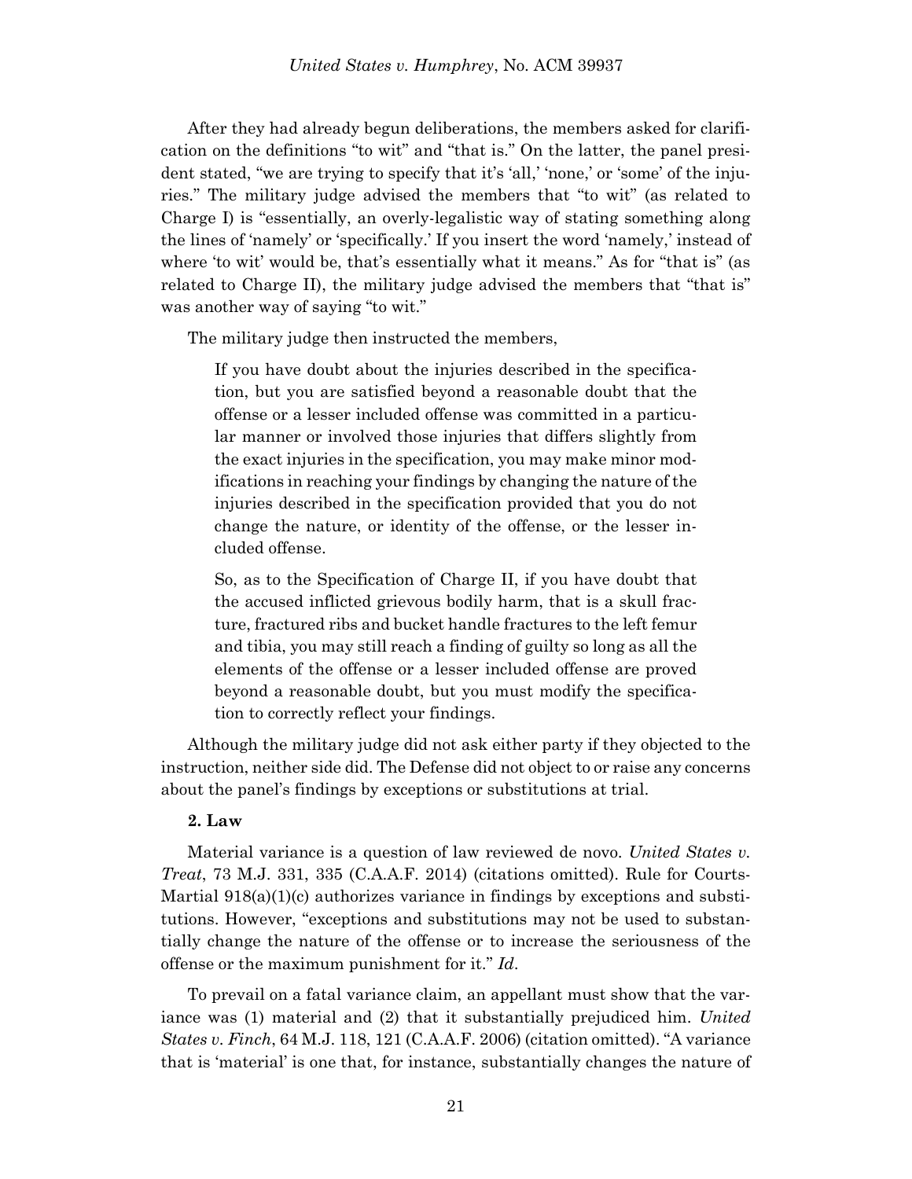After they had already begun deliberations, the members asked for clarification on the definitions "to wit" and "that is." On the latter, the panel president stated, "we are trying to specify that it's 'all,' 'none,' or 'some' of the injuries." The military judge advised the members that "to wit" (as related to Charge I) is "essentially, an overly-legalistic way of stating something along the lines of 'namely' or 'specifically.' If you insert the word 'namely,' instead of where 'to wit' would be, that's essentially what it means." As for "that is" (as related to Charge II), the military judge advised the members that "that is" was another way of saying "to wit."

The military judge then instructed the members,

> If you have doubt about the injuries described in the specification, but you are satisfied beyond a reasonable doubt that the offense or a lesser included offense was committed in a particular manner or involved those injuries that differs slightly from the exact injuries in the specification, you may make minor modifications in reaching your findings by changing the nature of the injuries described in the specification provided that you do not change the nature, or identity of the offense, or the lesser included offense.
>
> So, as to the Specification of Charge II, if you have doubt that the accused inflicted grievous bodily harm, that is a skull fracture, fractured ribs and bucket handle fractures to the left femur and tibia, you may still reach a finding of guilty so long as all the elements of the offense or a lesser included offense are proved beyond a reasonable doubt, but you must modify the specification to correctly reflect your findings.

Although the military judge did not ask either party if they objected to the instruction, neither side did. The Defense did not object to or raise any concerns about the panel's findings by exceptions or substitutions at trial.

**2. Law**

Material variance is a question of law reviewed de novo. *United States v. Treat*, 73 M.J. 331, 335 (C.A.A.F. 2014) (citations omitted). Rule for Courts-Martial 918(a)(1)(c) authorizes variance in findings by exceptions and substitutions. However, "exceptions and substitutions may not be used to substantially change the nature of the offense or to increase the seriousness of the offense or the maximum punishment for it." *Id*.

To prevail on a fatal variance claim, an appellant must show that the variance was (1) material and (2) that it substantially prejudiced him. *United States v. Finch*, 64 M.J. 118, 121 (C.A.A.F. 2006) (citation omitted). "A variance that is 'material' is one that, for instance, substantially changes the nature of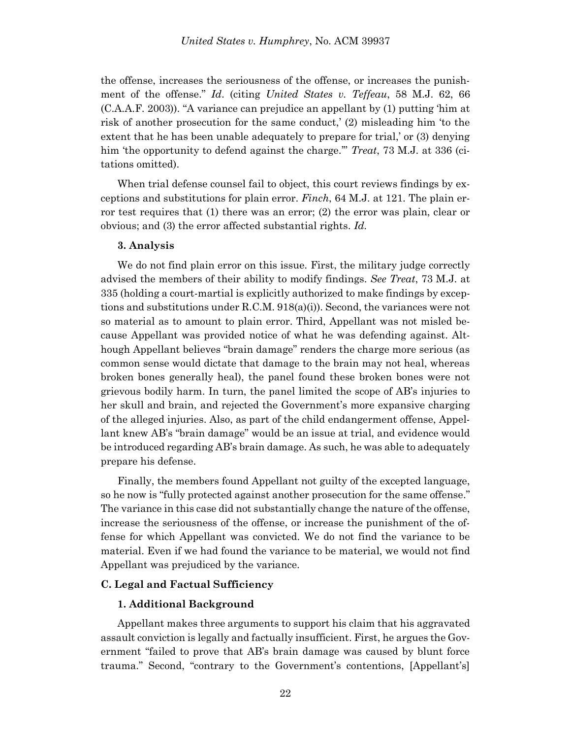the offense, increases the seriousness of the offense, or increases the punishment of the offense." *Id*. (citing *United States v. Teffeau*, 58 M.J. 62, 66 (C.A.A.F. 2003)). "A variance can prejudice an appellant by (1) putting 'him at risk of another prosecution for the same conduct,' (2) misleading him 'to the extent that he has been unable adequately to prepare for trial,' or (3) denying him 'the opportunity to defend against the charge.'" *Treat*, 73 M.J. at 336 (citations omitted).

When trial defense counsel fail to object, this court reviews findings by exceptions and substitutions for plain error. *Finch*, 64 M.J. at 121. The plain error test requires that (1) there was an error; (2) the error was plain, clear or obvious; and (3) the error affected substantial rights. *Id.*

#### 3. Analysis

We do not find plain error on this issue. First, the military judge correctly advised the members of their ability to modify findings. *See Treat*, 73 M.J. at 335 (holding a court-martial is explicitly authorized to make findings by exceptions and substitutions under R.C.M. 918(a)(i)). Second, the variances were not so material as to amount to plain error. Third, Appellant was not misled because Appellant was provided notice of what he was defending against. Although Appellant believes "brain damage" renders the charge more serious (as common sense would dictate that damage to the brain may not heal, whereas broken bones generally heal), the panel found these broken bones were not grievous bodily harm. In turn, the panel limited the scope of AB's injuries to her skull and brain, and rejected the Government's more expansive charging of the alleged injuries. Also, as part of the child endangerment offense, Appellant knew AB's "brain damage" would be an issue at trial, and evidence would be introduced regarding AB's brain damage. As such, he was able to adequately prepare his defense.

Finally, the members found Appellant not guilty of the excepted language, so he now is "fully protected against another prosecution for the same offense." The variance in this case did not substantially change the nature of the offense, increase the seriousness of the offense, or increase the punishment of the offense for which Appellant was convicted. We do not find the variance to be material. Even if we had found the variance to be material, we would not find Appellant was prejudiced by the variance.

### C. Legal and Factual Sufficiency

#### 1. Additional Background

Appellant makes three arguments to support his claim that his aggravated assault conviction is legally and factually insufficient. First, he argues the Government "failed to prove that AB's brain damage was caused by blunt force trauma." Second, "contrary to the Government's contentions, [Appellant's]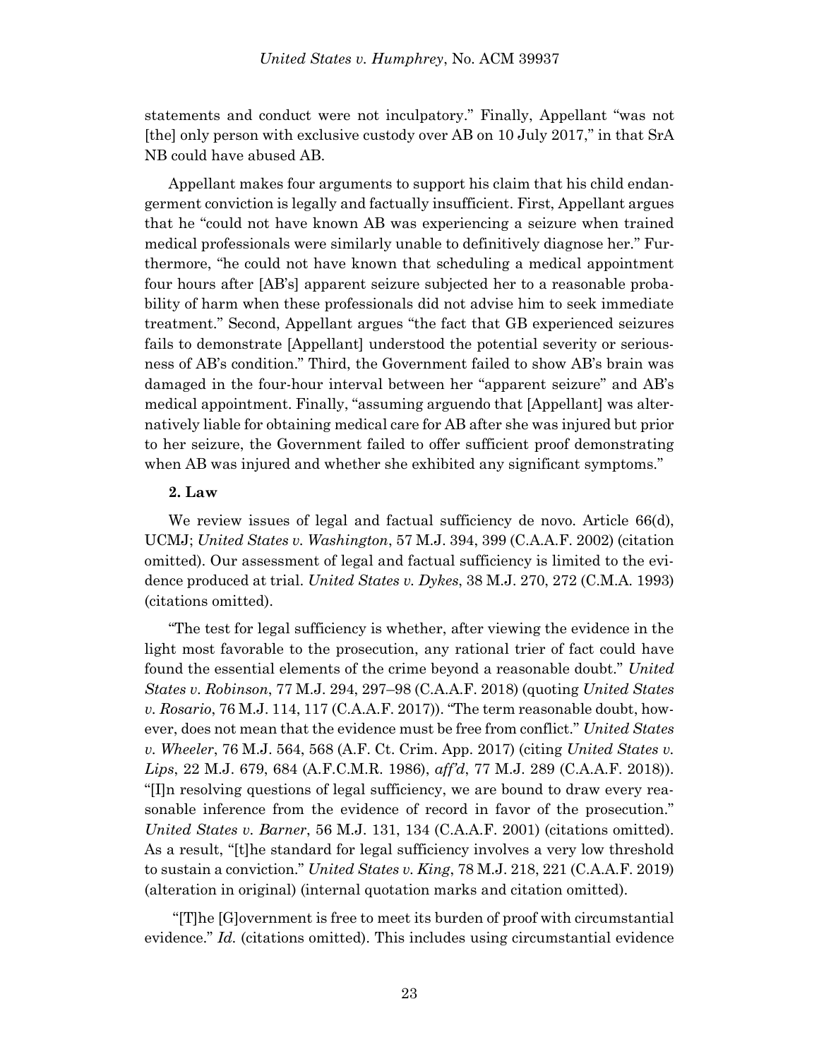statements and conduct were not inculpatory." Finally, Appellant "was not [the] only person with exclusive custody over AB on 10 July 2017," in that SrA NB could have abused AB.

Appellant makes four arguments to support his claim that his child endangerment conviction is legally and factually insufficient. First, Appellant argues that he "could not have known AB was experiencing a seizure when trained medical professionals were similarly unable to definitively diagnose her." Furthermore, "he could not have known that scheduling a medical appointment four hours after [AB's] apparent seizure subjected her to a reasonable probability of harm when these professionals did not advise him to seek immediate treatment." Second, Appellant argues "the fact that GB experienced seizures fails to demonstrate [Appellant] understood the potential severity or seriousness of AB's condition." Third, the Government failed to show AB's brain was damaged in the four-hour interval between her "apparent seizure" and AB's medical appointment. Finally, "assuming arguendo that [Appellant] was alternatively liable for obtaining medical care for AB after she was injured but prior to her seizure, the Government failed to offer sufficient proof demonstrating when AB was injured and whether she exhibited any significant symptoms."

**2. Law**

We review issues of legal and factual sufficiency de novo. Article 66(d), UCMJ; *United States v. Washington*, 57 M.J. 394, 399 (C.A.A.F. 2002) (citation omitted). Our assessment of legal and factual sufficiency is limited to the evidence produced at trial. *United States v. Dykes*, 38 M.J. 270, 272 (C.M.A. 1993) (citations omitted).

"The test for legal sufficiency is whether, after viewing the evidence in the light most favorable to the prosecution, any rational trier of fact could have found the essential elements of the crime beyond a reasonable doubt." *United States v. Robinson*, 77 M.J. 294, 297–98 (C.A.A.F. 2018) (quoting *United States v. Rosario*, 76 M.J. 114, 117 (C.A.A.F. 2017)). "The term reasonable doubt, however, does not mean that the evidence must be free from conflict." *United States v. Wheeler*, 76 M.J. 564, 568 (A.F. Ct. Crim. App. 2017) (citing *United States v. Lips*, 22 M.J. 679, 684 (A.F.C.M.R. 1986), *aff'd*, 77 M.J. 289 (C.A.A.F. 2018)). "[I]n resolving questions of legal sufficiency, we are bound to draw every reasonable inference from the evidence of record in favor of the prosecution." *United States v. Barner*, 56 M.J. 131, 134 (C.A.A.F. 2001) (citations omitted). As a result, "[t]he standard for legal sufficiency involves a very low threshold to sustain a conviction." *United States v. King*, 78 M.J. 218, 221 (C.A.A.F. 2019) (alteration in original) (internal quotation marks and citation omitted).

"[T]he [G]overnment is free to meet its burden of proof with circumstantial evidence." *Id.* (citations omitted). This includes using circumstantial evidence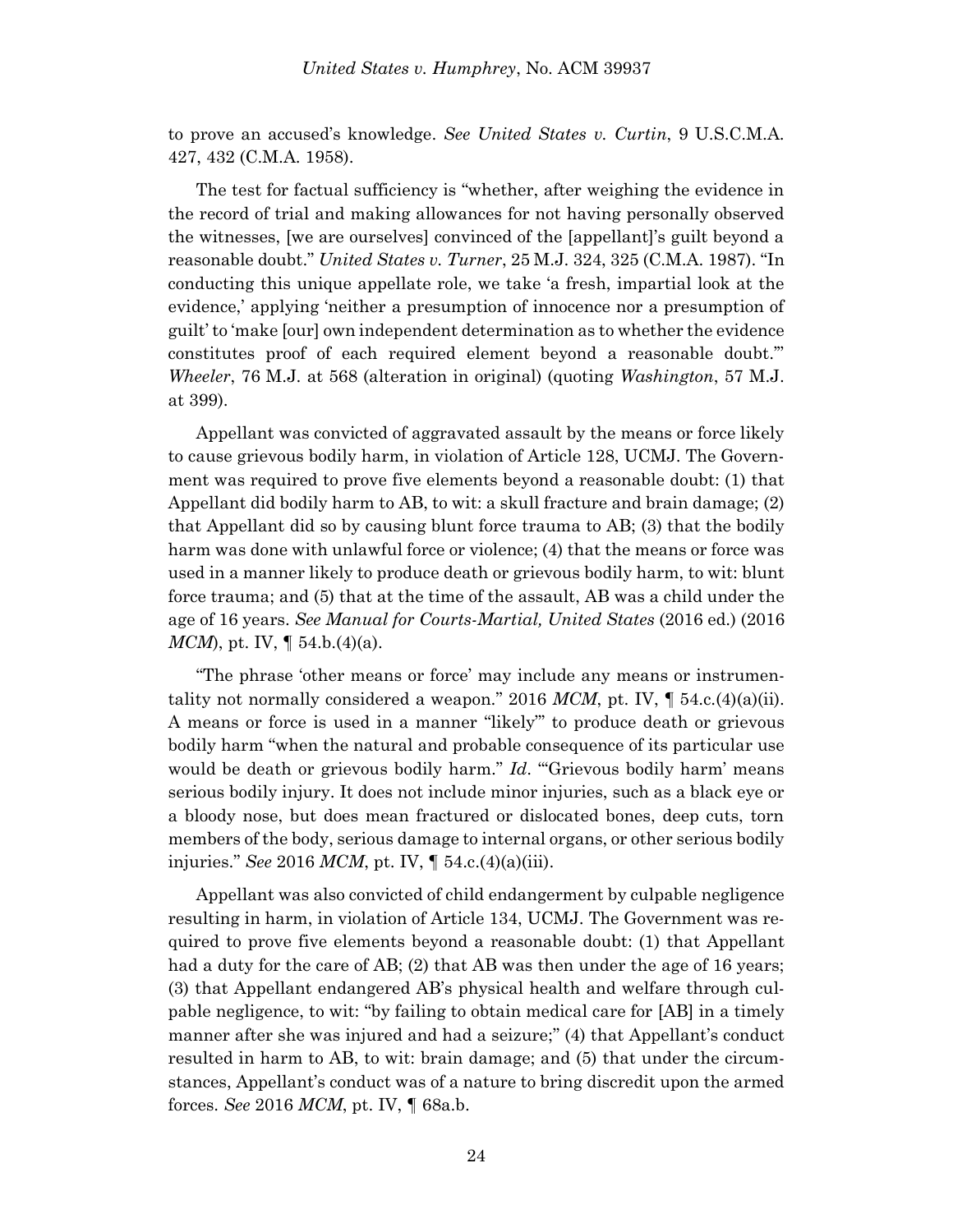to prove an accused's knowledge. *See United States v. Curtin*, 9 U.S.C.M.A. 427, 432 (C.M.A. 1958).

The test for factual sufficiency is "whether, after weighing the evidence in the record of trial and making allowances for not having personally observed the witnesses, [we are ourselves] convinced of the [appellant]'s guilt beyond a reasonable doubt." *United States v. Turner*, 25 M.J. 324, 325 (C.M.A. 1987). "In conducting this unique appellate role, we take 'a fresh, impartial look at the evidence,' applying 'neither a presumption of innocence nor a presumption of guilt' to 'make [our] own independent determination as to whether the evidence constitutes proof of each required element beyond a reasonable doubt.'" *Wheeler*, 76 M.J. at 568 (alteration in original) (quoting *Washington*, 57 M.J. at 399).

Appellant was convicted of aggravated assault by the means or force likely to cause grievous bodily harm, in violation of Article 128, UCMJ. The Government was required to prove five elements beyond a reasonable doubt: (1) that Appellant did bodily harm to AB, to wit: a skull fracture and brain damage; (2) that Appellant did so by causing blunt force trauma to AB; (3) that the bodily harm was done with unlawful force or violence; (4) that the means or force was used in a manner likely to produce death or grievous bodily harm, to wit: blunt force trauma; and (5) that at the time of the assault, AB was a child under the age of 16 years. *See Manual for Courts-Martial, United States* (2016 ed.) (2016 *MCM*), pt. IV, ¶ 54.b.(4)(a).

"The phrase 'other means or force' may include any means or instrumentality not normally considered a weapon." 2016 *MCM*, pt. IV, ¶ 54.c.(4)(a)(ii). A means or force is used in a manner "likely'" to produce death or grievous bodily harm "when the natural and probable consequence of its particular use would be death or grievous bodily harm." *Id*. "'Grievous bodily harm' means serious bodily injury. It does not include minor injuries, such as a black eye or a bloody nose, but does mean fractured or dislocated bones, deep cuts, torn members of the body, serious damage to internal organs, or other serious bodily injuries." *See* 2016 *MCM*, pt. IV, ¶ 54.c.(4)(a)(iii).

Appellant was also convicted of child endangerment by culpable negligence resulting in harm, in violation of Article 134, UCMJ. The Government was required to prove five elements beyond a reasonable doubt: (1) that Appellant had a duty for the care of AB; (2) that AB was then under the age of 16 years; (3) that Appellant endangered AB's physical health and welfare through culpable negligence, to wit: "by failing to obtain medical care for [AB] in a timely manner after she was injured and had a seizure;" (4) that Appellant's conduct resulted in harm to AB, to wit: brain damage; and (5) that under the circumstances, Appellant's conduct was of a nature to bring discredit upon the armed forces. *See* 2016 *MCM*, pt. IV, ¶ 68a.b.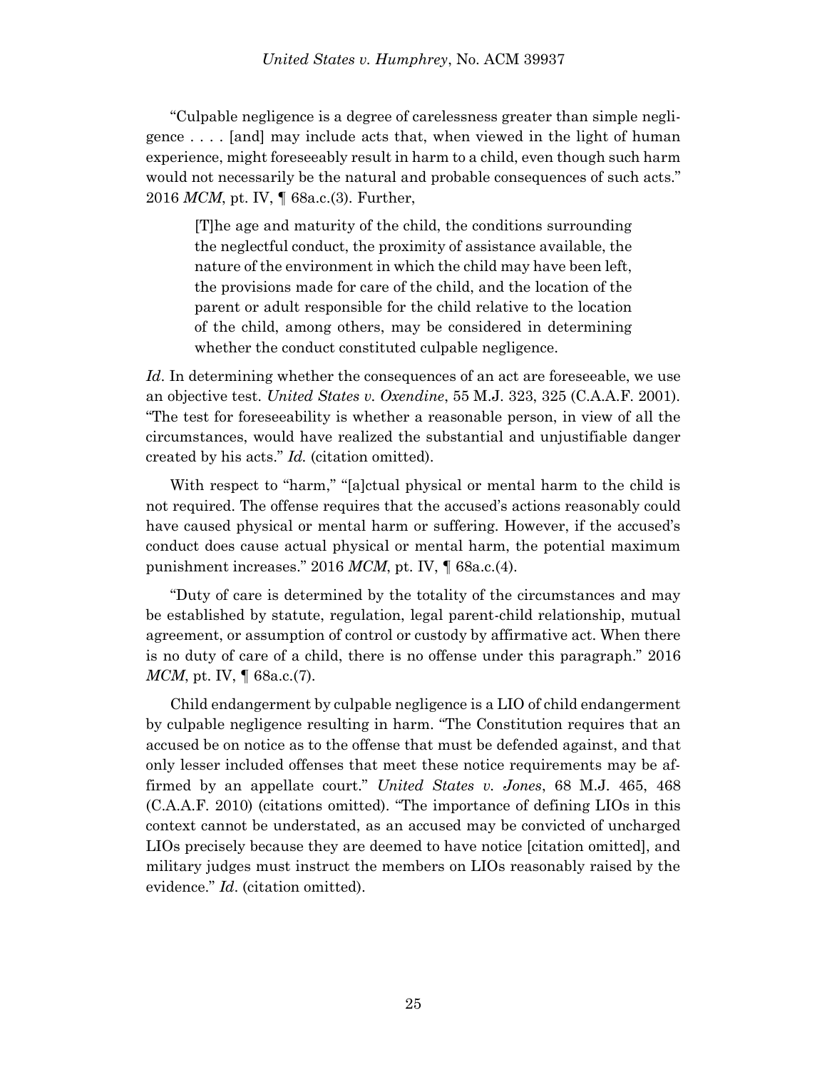"Culpable negligence is a degree of carelessness greater than simple negligence . . . . [and] may include acts that, when viewed in the light of human experience, might foreseeably result in harm to a child, even though such harm would not necessarily be the natural and probable consequences of such acts." 2016 *MCM*, pt. IV, ¶ 68a.c.(3). Further,

> [T]he age and maturity of the child, the conditions surrounding the neglectful conduct, the proximity of assistance available, the nature of the environment in which the child may have been left, the provisions made for care of the child, and the location of the parent or adult responsible for the child relative to the location of the child, among others, may be considered in determining whether the conduct constituted culpable negligence.

*Id*. In determining whether the consequences of an act are foreseeable, we use an objective test. *United States v. Oxendine*, 55 M.J. 323, 325 (C.A.A.F. 2001). "The test for foreseeability is whether a reasonable person, in view of all the circumstances, would have realized the substantial and unjustifiable danger created by his acts." *Id.* (citation omitted).

With respect to "harm," "[a]ctual physical or mental harm to the child is not required. The offense requires that the accused's actions reasonably could have caused physical or mental harm or suffering. However, if the accused's conduct does cause actual physical or mental harm, the potential maximum punishment increases." 2016 *MCM*, pt. IV, ¶ 68a.c.(4).

"Duty of care is determined by the totality of the circumstances and may be established by statute, regulation, legal parent-child relationship, mutual agreement, or assumption of control or custody by affirmative act. When there is no duty of care of a child, there is no offense under this paragraph." 2016 *MCM*, pt. IV, ¶ 68a.c.(7).

Child endangerment by culpable negligence is a LIO of child endangerment by culpable negligence resulting in harm. "The Constitution requires that an accused be on notice as to the offense that must be defended against, and that only lesser included offenses that meet these notice requirements may be affirmed by an appellate court." *United States v. Jones*, 68 M.J. 465, 468 (C.A.A.F. 2010) (citations omitted). "The importance of defining LIOs in this context cannot be understated, as an accused may be convicted of uncharged LIOs precisely because they are deemed to have notice [citation omitted], and military judges must instruct the members on LIOs reasonably raised by the evidence." *Id*. (citation omitted).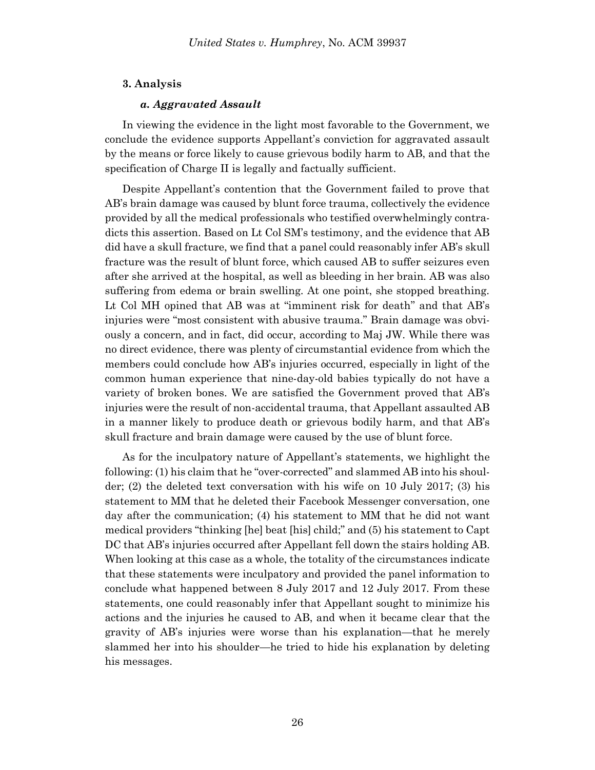### 3. Analysis

#### *a. Aggravated Assault*

In viewing the evidence in the light most favorable to the Government, we conclude the evidence supports Appellant's conviction for aggravated assault by the means or force likely to cause grievous bodily harm to AB, and that the specification of Charge II is legally and factually sufficient.

Despite Appellant's contention that the Government failed to prove that AB's brain damage was caused by blunt force trauma, collectively the evidence provided by all the medical professionals who testified overwhelmingly contradicts this assertion. Based on Lt Col SM's testimony, and the evidence that AB did have a skull fracture, we find that a panel could reasonably infer AB's skull fracture was the result of blunt force, which caused AB to suffer seizures even after she arrived at the hospital, as well as bleeding in her brain. AB was also suffering from edema or brain swelling. At one point, she stopped breathing. Lt Col MH opined that AB was at "imminent risk for death" and that AB's injuries were "most consistent with abusive trauma." Brain damage was obviously a concern, and in fact, did occur, according to Maj JW. While there was no direct evidence, there was plenty of circumstantial evidence from which the members could conclude how AB's injuries occurred, especially in light of the common human experience that nine-day-old babies typically do not have a variety of broken bones. We are satisfied the Government proved that AB's injuries were the result of non-accidental trauma, that Appellant assaulted AB in a manner likely to produce death or grievous bodily harm, and that AB's skull fracture and brain damage were caused by the use of blunt force.

As for the inculpatory nature of Appellant's statements, we highlight the following: (1) his claim that he "over-corrected" and slammed AB into his shoulder; (2) the deleted text conversation with his wife on 10 July 2017; (3) his statement to MM that he deleted their Facebook Messenger conversation, one day after the communication; (4) his statement to MM that he did not want medical providers "thinking [he] beat [his] child;" and (5) his statement to Capt DC that AB's injuries occurred after Appellant fell down the stairs holding AB. When looking at this case as a whole, the totality of the circumstances indicate that these statements were inculpatory and provided the panel information to conclude what happened between 8 July 2017 and 12 July 2017. From these statements, one could reasonably infer that Appellant sought to minimize his actions and the injuries he caused to AB, and when it became clear that the gravity of AB's injuries were worse than his explanation—that he merely slammed her into his shoulder—he tried to hide his explanation by deleting his messages.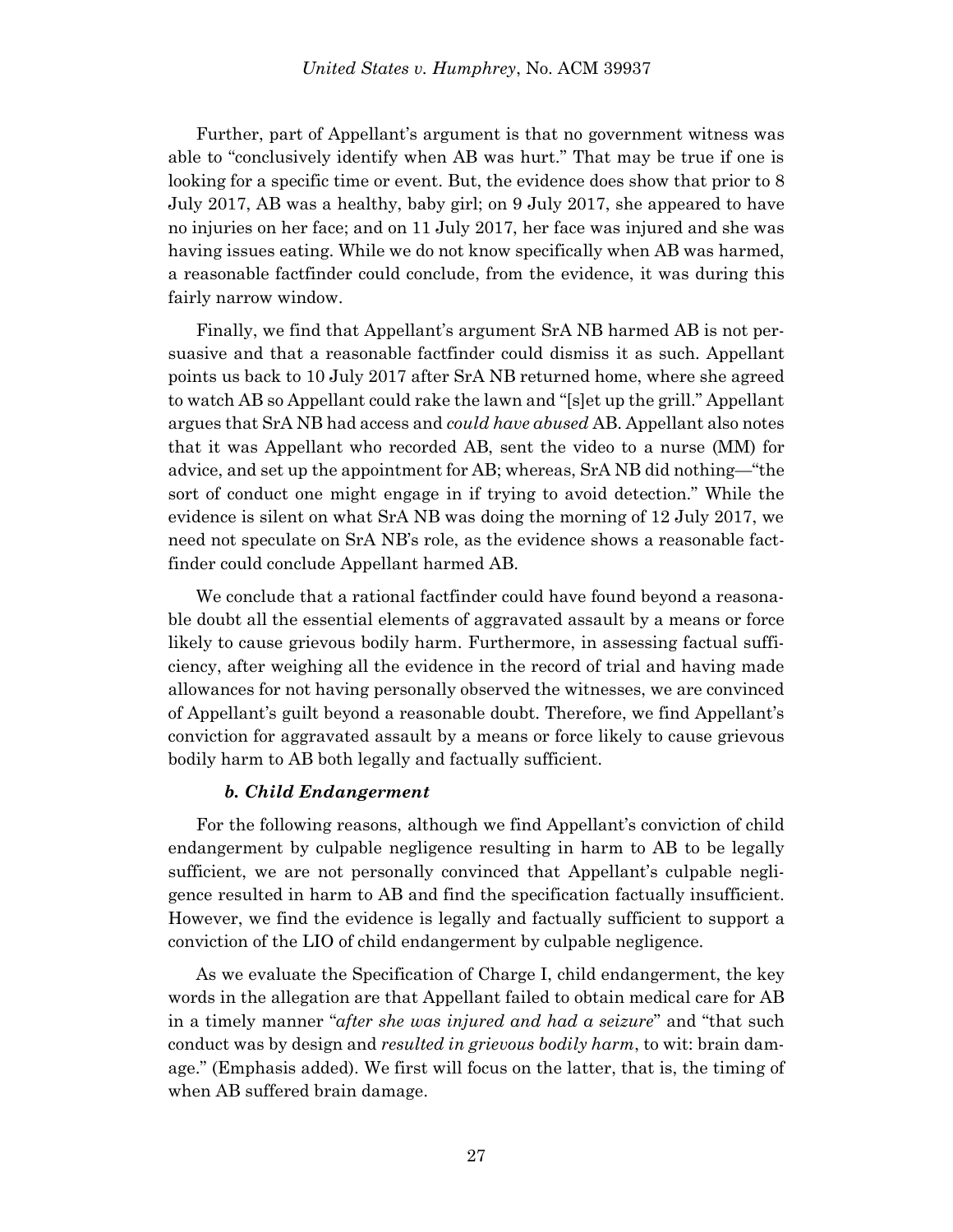Further, part of Appellant's argument is that no government witness was able to "conclusively identify when AB was hurt." That may be true if one is looking for a specific time or event. But, the evidence does show that prior to 8 July 2017, AB was a healthy, baby girl; on 9 July 2017, she appeared to have no injuries on her face; and on 11 July 2017, her face was injured and she was having issues eating. While we do not know specifically when AB was harmed, a reasonable factfinder could conclude, from the evidence, it was during this fairly narrow window.

Finally, we find that Appellant's argument SrA NB harmed AB is not persuasive and that a reasonable factfinder could dismiss it as such. Appellant points us back to 10 July 2017 after SrA NB returned home, where she agreed to watch AB so Appellant could rake the lawn and "[s]et up the grill." Appellant argues that SrA NB had access and *could have abused* AB. Appellant also notes that it was Appellant who recorded AB, sent the video to a nurse (MM) for advice, and set up the appointment for AB; whereas, SrA NB did nothing—"the sort of conduct one might engage in if trying to avoid detection." While the evidence is silent on what SrA NB was doing the morning of 12 July 2017, we need not speculate on SrA NB's role, as the evidence shows a reasonable factfinder could conclude Appellant harmed AB.

We conclude that a rational factfinder could have found beyond a reasonable doubt all the essential elements of aggravated assault by a means or force likely to cause grievous bodily harm. Furthermore, in assessing factual sufficiency, after weighing all the evidence in the record of trial and having made allowances for not having personally observed the witnesses, we are convinced of Appellant's guilt beyond a reasonable doubt. Therefore, we find Appellant's conviction for aggravated assault by a means or force likely to cause grievous bodily harm to AB both legally and factually sufficient.

#### *b. Child Endangerment*

For the following reasons, although we find Appellant's conviction of child endangerment by culpable negligence resulting in harm to AB to be legally sufficient, we are not personally convinced that Appellant's culpable negligence resulted in harm to AB and find the specification factually insufficient. However, we find the evidence is legally and factually sufficient to support a conviction of the LIO of child endangerment by culpable negligence.

As we evaluate the Specification of Charge I, child endangerment, the key words in the allegation are that Appellant failed to obtain medical care for AB in a timely manner "*after she was injured and had a seizure*" and "that such conduct was by design and *resulted in grievous bodily harm*, to wit: brain damage." (Emphasis added). We first will focus on the latter, that is, the timing of when AB suffered brain damage.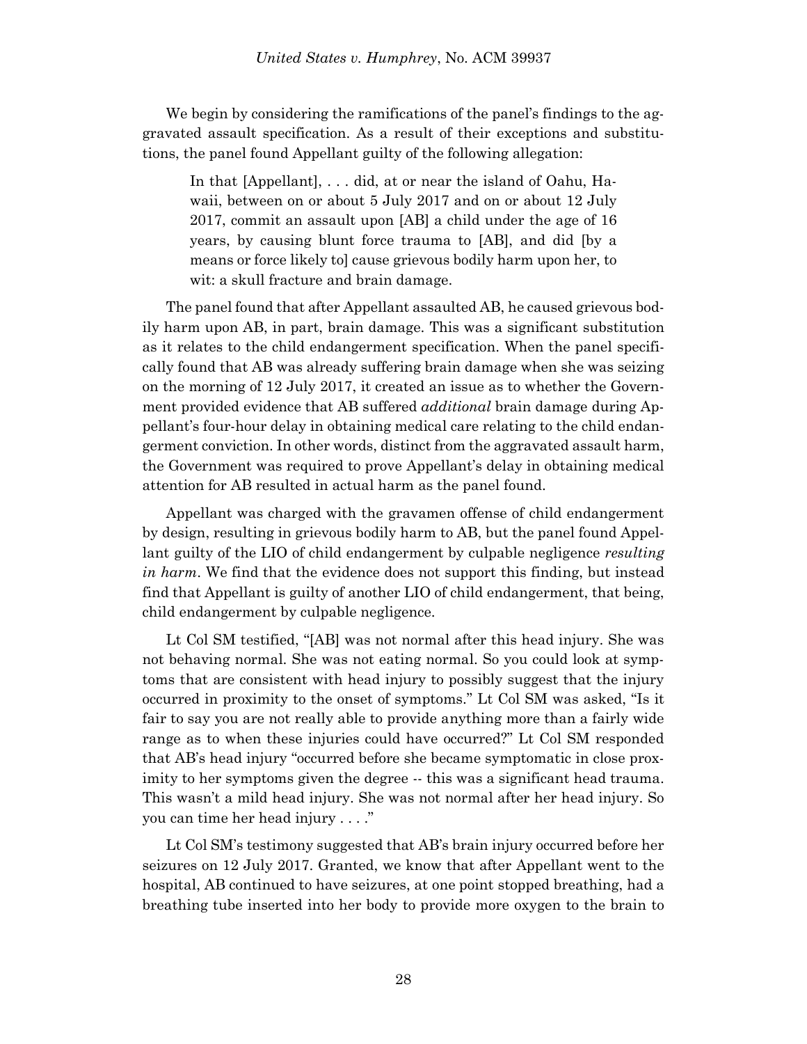We begin by considering the ramifications of the panel's findings to the aggravated assault specification. As a result of their exceptions and substitutions, the panel found Appellant guilty of the following allegation:

> In that [Appellant], . . . did, at or near the island of Oahu, Hawaii, between on or about 5 July 2017 and on or about 12 July 2017, commit an assault upon [AB] a child under the age of 16 years, by causing blunt force trauma to [AB], and did [by a means or force likely to] cause grievous bodily harm upon her, to wit: a skull fracture and brain damage.

The panel found that after Appellant assaulted AB, he caused grievous bodily harm upon AB, in part, brain damage. This was a significant substitution as it relates to the child endangerment specification. When the panel specifically found that AB was already suffering brain damage when she was seizing on the morning of 12 July 2017, it created an issue as to whether the Government provided evidence that AB suffered *additional* brain damage during Appellant's four-hour delay in obtaining medical care relating to the child endangerment conviction. In other words, distinct from the aggravated assault harm, the Government was required to prove Appellant's delay in obtaining medical attention for AB resulted in actual harm as the panel found.

Appellant was charged with the gravamen offense of child endangerment by design, resulting in grievous bodily harm to AB, but the panel found Appellant guilty of the LIO of child endangerment by culpable negligence *resulting in harm*. We find that the evidence does not support this finding, but instead find that Appellant is guilty of another LIO of child endangerment, that being, child endangerment by culpable negligence.

Lt Col SM testified, "[AB] was not normal after this head injury. She was not behaving normal. She was not eating normal. So you could look at symptoms that are consistent with head injury to possibly suggest that the injury occurred in proximity to the onset of symptoms." Lt Col SM was asked, "Is it fair to say you are not really able to provide anything more than a fairly wide range as to when these injuries could have occurred?" Lt Col SM responded that AB's head injury "occurred before she became symptomatic in close proximity to her symptoms given the degree -- this was a significant head trauma. This wasn't a mild head injury. She was not normal after her head injury. So you can time her head injury . . . ."

Lt Col SM's testimony suggested that AB's brain injury occurred before her seizures on 12 July 2017. Granted, we know that after Appellant went to the hospital, AB continued to have seizures, at one point stopped breathing, had a breathing tube inserted into her body to provide more oxygen to the brain to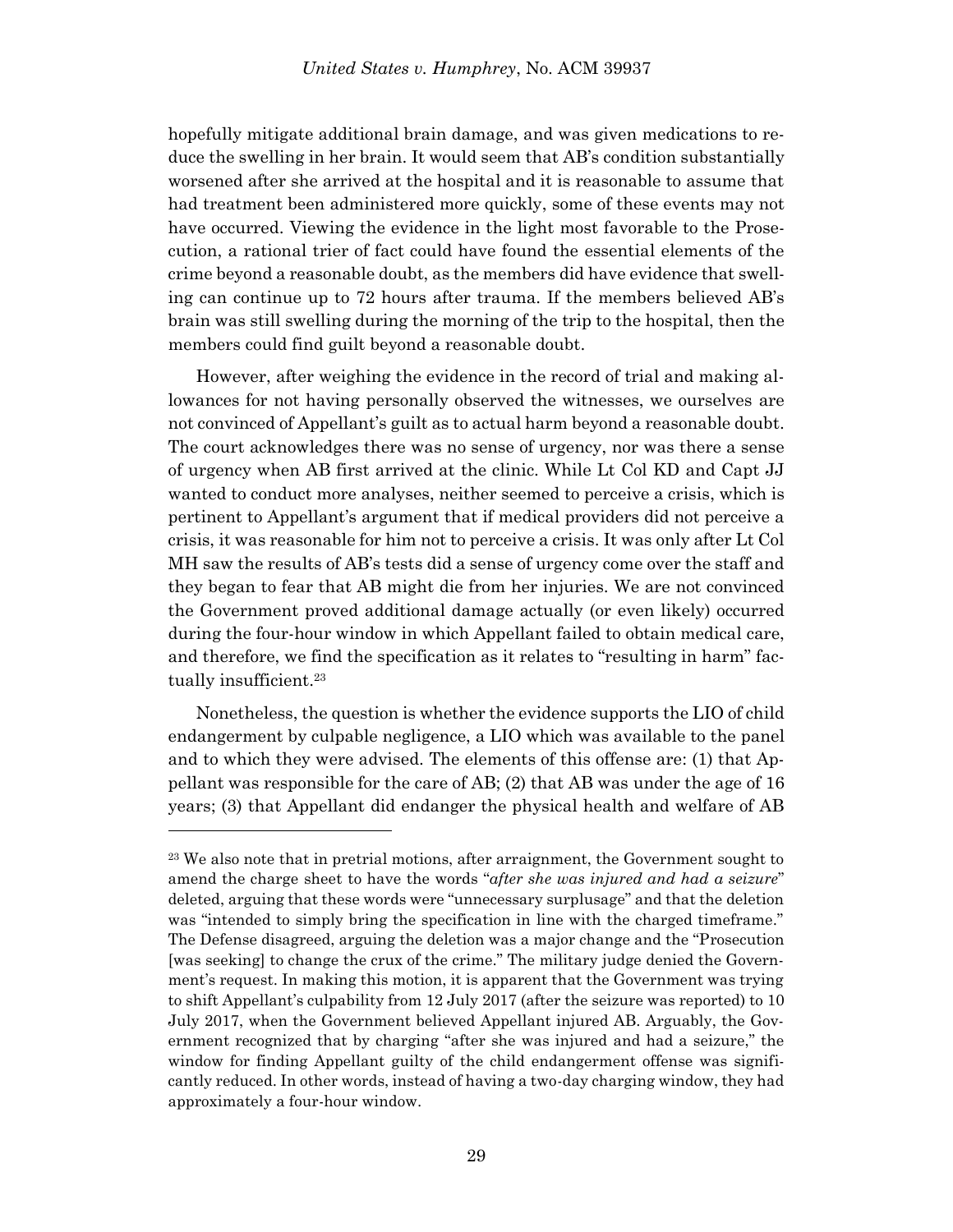hopefully mitigate additional brain damage, and was given medications to reduce the swelling in her brain. It would seem that AB's condition substantially worsened after she arrived at the hospital and it is reasonable to assume that had treatment been administered more quickly, some of these events may not have occurred. Viewing the evidence in the light most favorable to the Prosecution, a rational trier of fact could have found the essential elements of the crime beyond a reasonable doubt, as the members did have evidence that swelling can continue up to 72 hours after trauma. If the members believed AB's brain was still swelling during the morning of the trip to the hospital, then the members could find guilt beyond a reasonable doubt.

However, after weighing the evidence in the record of trial and making allowances for not having personally observed the witnesses, we ourselves are not convinced of Appellant's guilt as to actual harm beyond a reasonable doubt. The court acknowledges there was no sense of urgency, nor was there a sense of urgency when AB first arrived at the clinic. While Lt Col KD and Capt JJ wanted to conduct more analyses, neither seemed to perceive a crisis, which is pertinent to Appellant's argument that if medical providers did not perceive a crisis, it was reasonable for him not to perceive a crisis. It was only after Lt Col MH saw the results of AB's tests did a sense of urgency come over the staff and they began to fear that AB might die from her injuries. We are not convinced the Government proved additional damage actually (or even likely) occurred during the four-hour window in which Appellant failed to obtain medical care, and therefore, we find the specification as it relates to "resulting in harm" factually insufficient.[23]

Nonetheless, the question is whether the evidence supports the LIO of child endangerment by culpable negligence, a LIO which was available to the panel and to which they were advised. The elements of this offense are: (1) that Appellant was responsible for the care of AB; (2) that AB was under the age of 16 years; (3) that Appellant did endanger the physical health and welfare of AB

---

[23] We also note that in pretrial motions, after arraignment, the Government sought to amend the charge sheet to have the words "*after she was injured and had a seizure*" deleted, arguing that these words were "unnecessary surplusage" and that the deletion was "intended to simply bring the specification in line with the charged timeframe." The Defense disagreed, arguing the deletion was a major change and the "Prosecution [was seeking] to change the crux of the crime." The military judge denied the Government's request. In making this motion, it is apparent that the Government was trying to shift Appellant's culpability from 12 July 2017 (after the seizure was reported) to 10 July 2017, when the Government believed Appellant injured AB. Arguably, the Government recognized that by charging "after she was injured and had a seizure," the window for finding Appellant guilty of the child endangerment offense was significantly reduced. In other words, instead of having a two-day charging window, they had approximately a four-hour window.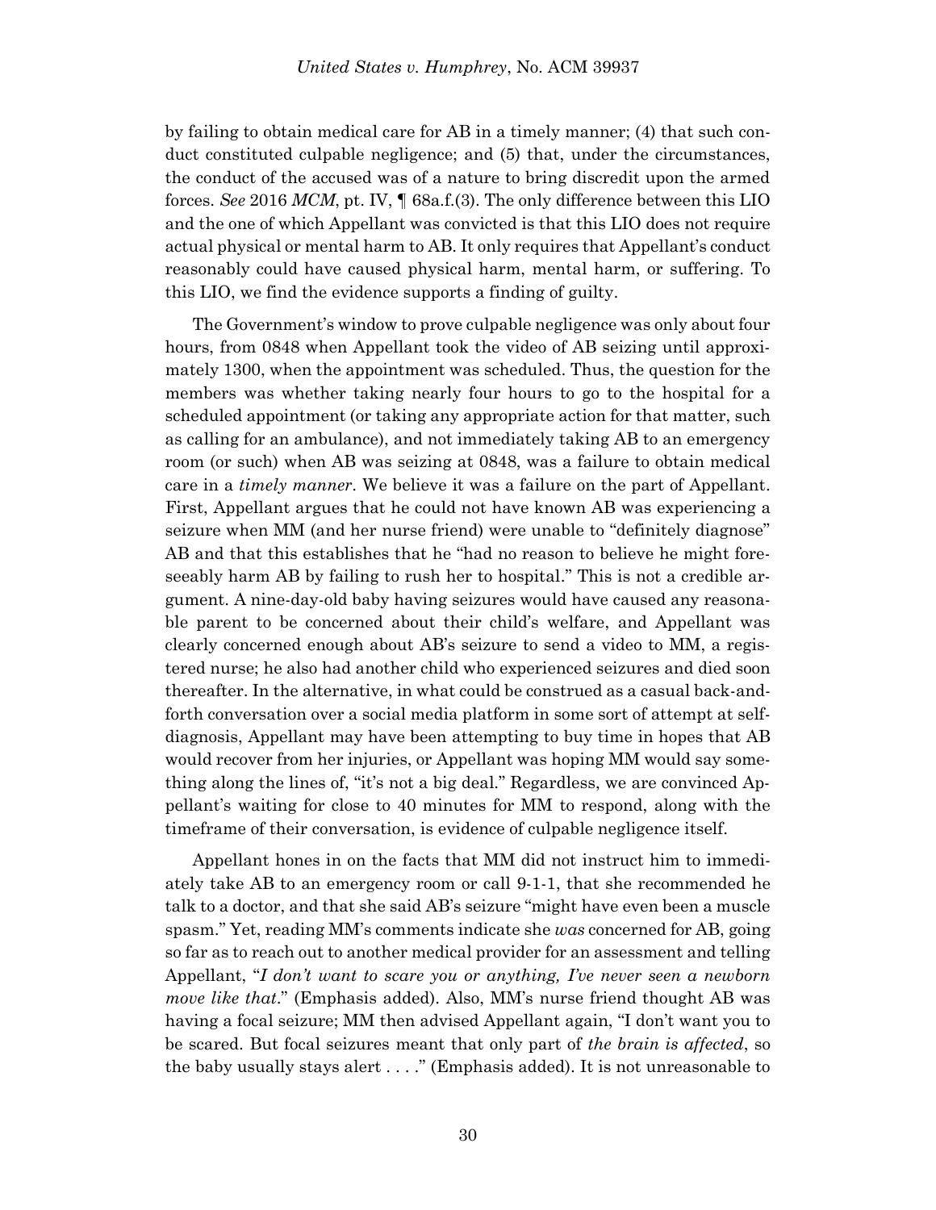by failing to obtain medical care for AB in a timely manner; (4) that such conduct constituted culpable negligence; and (5) that, under the circumstances, the conduct of the accused was of a nature to bring discredit upon the armed forces. *See* 2016 *MCM*, pt. IV, ¶ 68a.f.(3). The only difference between this LIO and the one of which Appellant was convicted is that this LIO does not require actual physical or mental harm to AB. It only requires that Appellant's conduct reasonably could have caused physical harm, mental harm, or suffering. To this LIO, we find the evidence supports a finding of guilty.

The Government's window to prove culpable negligence was only about four hours, from 0848 when Appellant took the video of AB seizing until approximately 1300, when the appointment was scheduled. Thus, the question for the members was whether taking nearly four hours to go to the hospital for a scheduled appointment (or taking any appropriate action for that matter, such as calling for an ambulance), and not immediately taking AB to an emergency room (or such) when AB was seizing at 0848, was a failure to obtain medical care in a *timely manner*. We believe it was a failure on the part of Appellant. First, Appellant argues that he could not have known AB was experiencing a seizure when MM (and her nurse friend) were unable to "definitely diagnose" AB and that this establishes that he "had no reason to believe he might foreseeably harm AB by failing to rush her to hospital." This is not a credible argument. A nine-day-old baby having seizures would have caused any reasonable parent to be concerned about their child's welfare, and Appellant was clearly concerned enough about AB's seizure to send a video to MM, a registered nurse; he also had another child who experienced seizures and died soon thereafter. In the alternative, in what could be construed as a casual back-and-forth conversation over a social media platform in some sort of attempt at self-diagnosis, Appellant may have been attempting to buy time in hopes that AB would recover from her injuries, or Appellant was hoping MM would say something along the lines of, "it's not a big deal." Regardless, we are convinced Appellant's waiting for close to 40 minutes for MM to respond, along with the timeframe of their conversation, is evidence of culpable negligence itself.

Appellant hones in on the facts that MM did not instruct him to immediately take AB to an emergency room or call 9-1-1, that she recommended he talk to a doctor, and that she said AB's seizure "might have even been a muscle spasm." Yet, reading MM's comments indicate she *was* concerned for AB, going so far as to reach out to another medical provider for an assessment and telling Appellant, "*I don't want to scare you or anything, I've never seen a newborn move like that*." (Emphasis added). Also, MM's nurse friend thought AB was having a focal seizure; MM then advised Appellant again, "I don't want you to be scared. But focal seizures meant that only part of *the brain is affected*, so the baby usually stays alert . . . ." (Emphasis added). It is not unreasonable to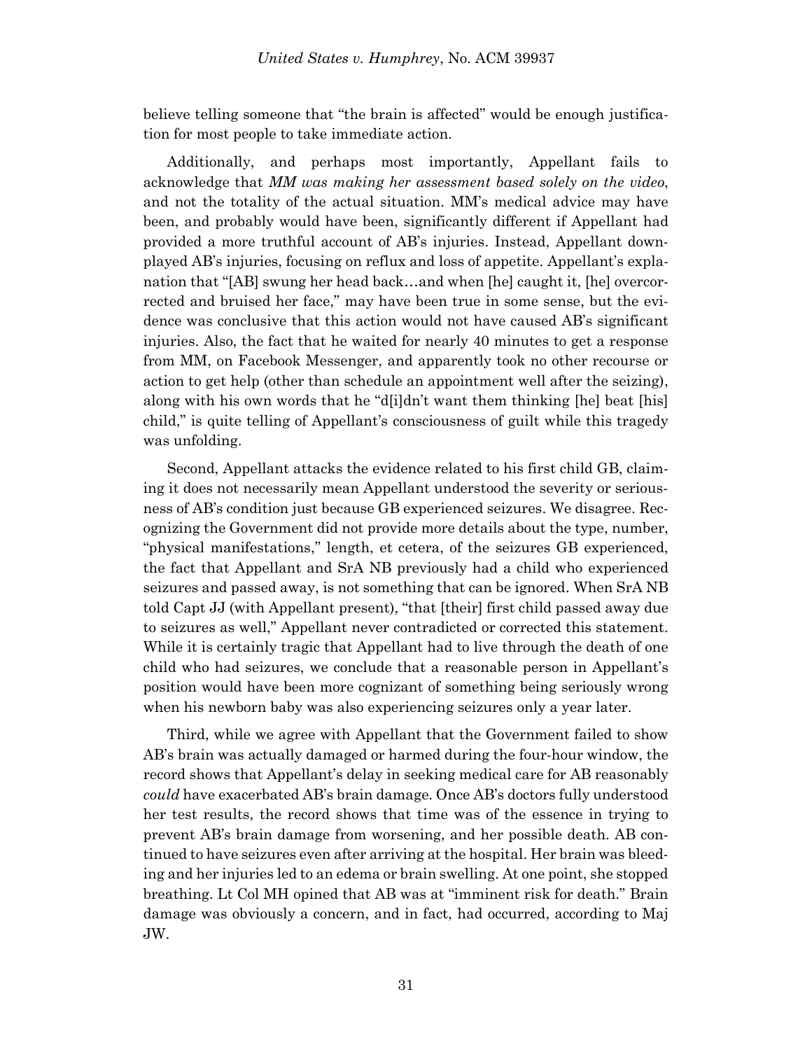believe telling someone that "the brain is affected" would be enough justification for most people to take immediate action.

Additionally, and perhaps most importantly, Appellant fails to acknowledge that *MM was making her assessment based solely on the video*, and not the totality of the actual situation. MM's medical advice may have been, and probably would have been, significantly different if Appellant had provided a more truthful account of AB's injuries. Instead, Appellant downplayed AB's injuries, focusing on reflux and loss of appetite. Appellant's explanation that "[AB] swung her head back…and when [he] caught it, [he] overcorrected and bruised her face," may have been true in some sense, but the evidence was conclusive that this action would not have caused AB's significant injuries. Also, the fact that he waited for nearly 40 minutes to get a response from MM, on Facebook Messenger, and apparently took no other recourse or action to get help (other than schedule an appointment well after the seizing), along with his own words that he "d[i]dn't want them thinking [he] beat [his] child," is quite telling of Appellant's consciousness of guilt while this tragedy was unfolding.

Second, Appellant attacks the evidence related to his first child GB, claiming it does not necessarily mean Appellant understood the severity or seriousness of AB's condition just because GB experienced seizures. We disagree. Recognizing the Government did not provide more details about the type, number, "physical manifestations," length, et cetera, of the seizures GB experienced, the fact that Appellant and SrA NB previously had a child who experienced seizures and passed away, is not something that can be ignored. When SrA NB told Capt JJ (with Appellant present), "that [their] first child passed away due to seizures as well," Appellant never contradicted or corrected this statement. While it is certainly tragic that Appellant had to live through the death of one child who had seizures, we conclude that a reasonable person in Appellant's position would have been more cognizant of something being seriously wrong when his newborn baby was also experiencing seizures only a year later.

Third, while we agree with Appellant that the Government failed to show AB's brain was actually damaged or harmed during the four-hour window, the record shows that Appellant's delay in seeking medical care for AB reasonably *could* have exacerbated AB's brain damage. Once AB's doctors fully understood her test results, the record shows that time was of the essence in trying to prevent AB's brain damage from worsening, and her possible death. AB continued to have seizures even after arriving at the hospital. Her brain was bleeding and her injuries led to an edema or brain swelling. At one point, she stopped breathing. Lt Col MH opined that AB was at "imminent risk for death." Brain damage was obviously a concern, and in fact, had occurred, according to Maj JW.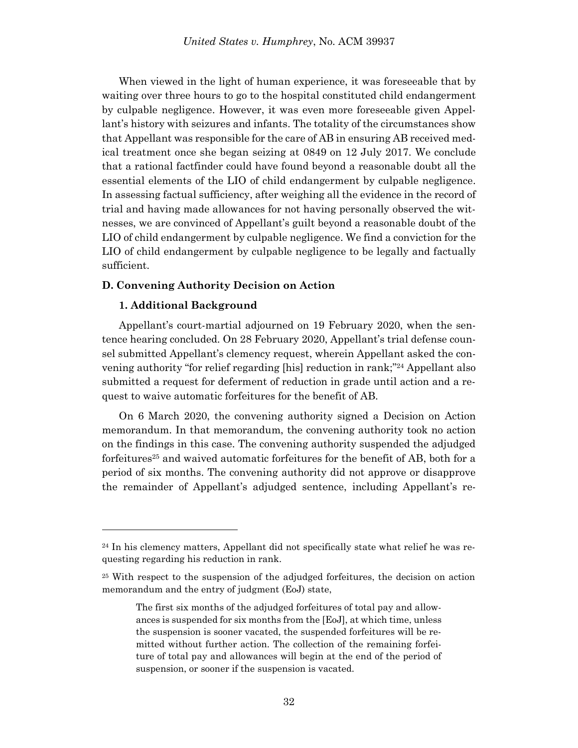When viewed in the light of human experience, it was foreseeable that by waiting over three hours to go to the hospital constituted child endangerment by culpable negligence. However, it was even more foreseeable given Appellant's history with seizures and infants. The totality of the circumstances show that Appellant was responsible for the care of AB in ensuring AB received medical treatment once she began seizing at 0849 on 12 July 2017. We conclude that a rational factfinder could have found beyond a reasonable doubt all the essential elements of the LIO of child endangerment by culpable negligence. In assessing factual sufficiency, after weighing all the evidence in the record of trial and having made allowances for not having personally observed the witnesses, we are convinced of Appellant's guilt beyond a reasonable doubt of the LIO of child endangerment by culpable negligence. We find a conviction for the LIO of child endangerment by culpable negligence to be legally and factually sufficient.

### D. Convening Authority Decision on Action

#### 1. Additional Background

Appellant's court-martial adjourned on 19 February 2020, when the sentence hearing concluded. On 28 February 2020, Appellant's trial defense counsel submitted Appellant's clemency request, wherein Appellant asked the convening authority "for relief regarding [his] reduction in rank;"[24] Appellant also submitted a request for deferment of reduction in grade until action and a request to waive automatic forfeitures for the benefit of AB.

On 6 March 2020, the convening authority signed a Decision on Action memorandum. In that memorandum, the convening authority took no action on the findings in this case. The convening authority suspended the adjudged forfeitures[25] and waived automatic forfeitures for the benefit of AB, both for a period of six months. The convening authority did not approve or disapprove the remainder of Appellant's adjudged sentence, including Appellant's re-

---

[24] In his clemency matters, Appellant did not specifically state what relief he was requesting regarding his reduction in rank.

[25] With respect to the suspension of the adjudged forfeitures, the decision on action memorandum and the entry of judgment (EoJ) state,

> The first six months of the adjudged forfeitures of total pay and allowances is suspended for six months from the [EoJ], at which time, unless the suspension is sooner vacated, the suspended forfeitures will be remitted without further action. The collection of the remaining forfeiture of total pay and allowances will begin at the end of the period of suspension, or sooner if the suspension is vacated.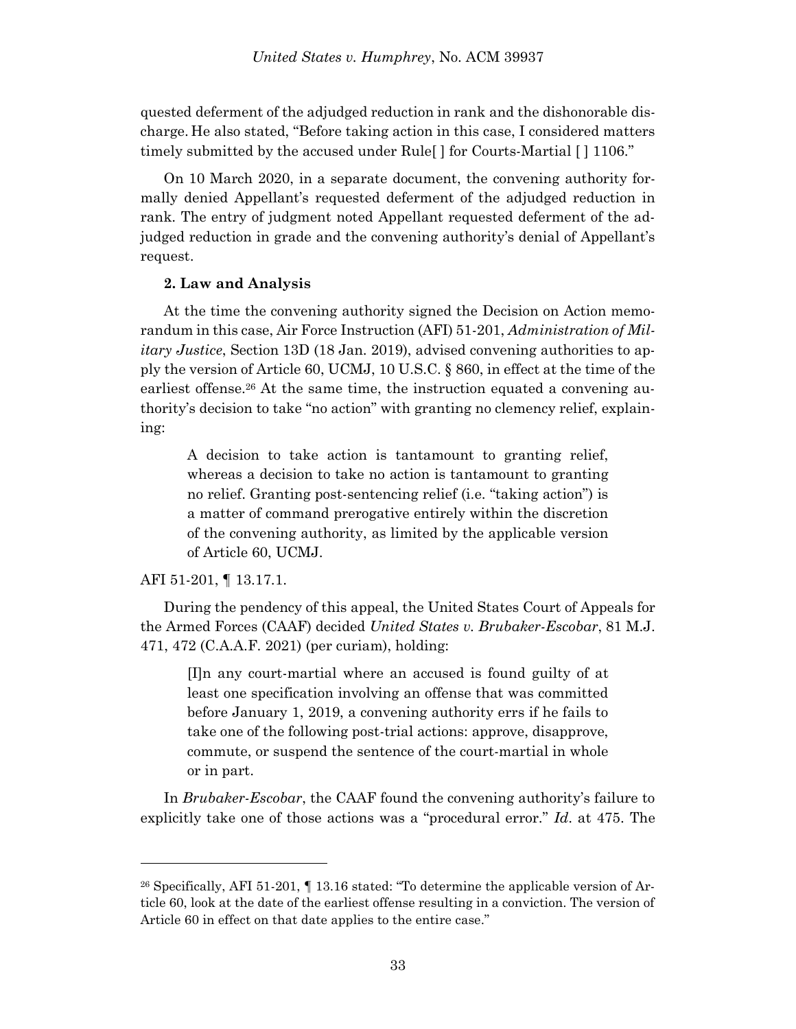quested deferment of the adjudged reduction in rank and the dishonorable discharge. He also stated, "Before taking action in this case, I considered matters timely submitted by the accused under Rule[ ] for Courts-Martial [ ] 1106."

On 10 March 2020, in a separate document, the convening authority formally denied Appellant's requested deferment of the adjudged reduction in rank. The entry of judgment noted Appellant requested deferment of the adjudged reduction in grade and the convening authority's denial of Appellant's request.

**2. Law and Analysis**

At the time the convening authority signed the Decision on Action memorandum in this case, Air Force Instruction (AFI) 51-201, *Administration of Military Justice*, Section 13D (18 Jan. 2019), advised convening authorities to apply the version of Article 60, UCMJ, 10 U.S.C. § 860, in effect at the time of the earliest offense.[26] At the same time, the instruction equated a convening authority's decision to take "no action" with granting no clemency relief, explaining:

> A decision to take action is tantamount to granting relief, whereas a decision to take no action is tantamount to granting no relief. Granting post-sentencing relief (i.e. "taking action") is a matter of command prerogative entirely within the discretion of the convening authority, as limited by the applicable version of Article 60, UCMJ.

AFI 51-201, ¶ 13.17.1.

During the pendency of this appeal, the United States Court of Appeals for the Armed Forces (CAAF) decided *United States v. Brubaker-Escobar*, 81 M.J. 471, 472 (C.A.A.F. 2021) (per curiam), holding:

> [I]n any court-martial where an accused is found guilty of at least one specification involving an offense that was committed before January 1, 2019, a convening authority errs if he fails to take one of the following post-trial actions: approve, disapprove, commute, or suspend the sentence of the court-martial in whole or in part.

In *Brubaker-Escobar*, the CAAF found the convening authority's failure to explicitly take one of those actions was a "procedural error." *Id*. at 475. The

---

[26] Specifically, AFI 51-201, ¶ 13.16 stated: "To determine the applicable version of Article 60, look at the date of the earliest offense resulting in a conviction. The version of Article 60 in effect on that date applies to the entire case."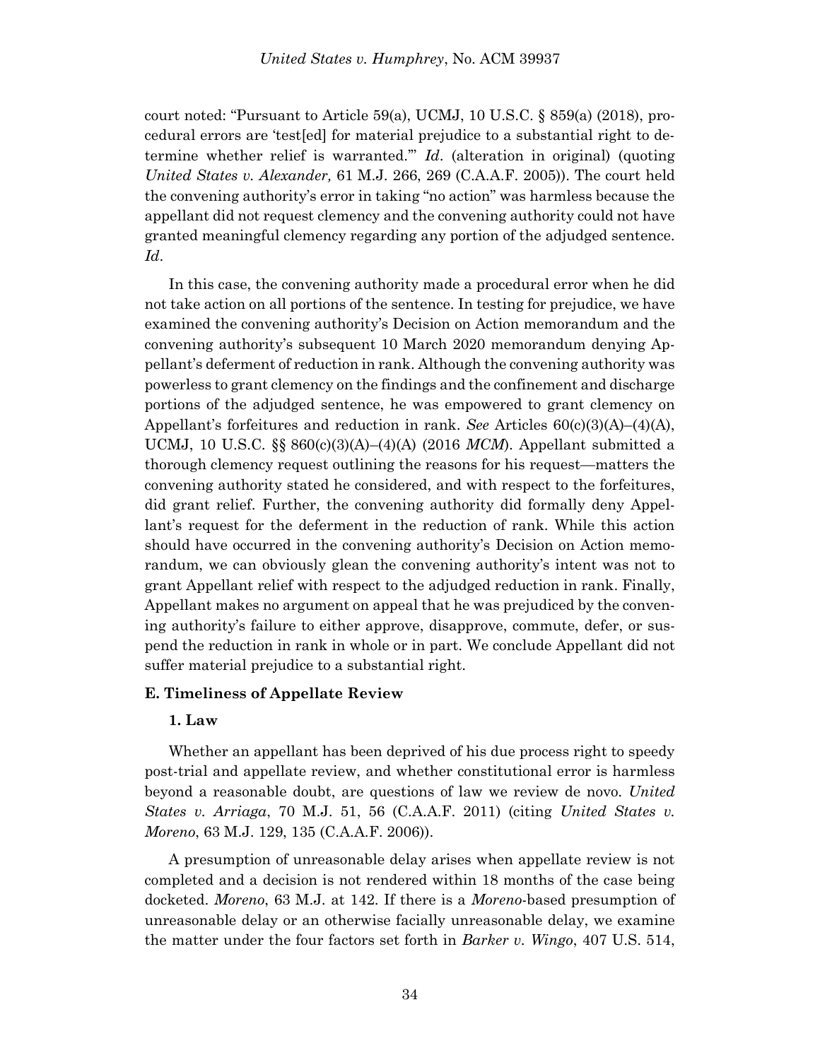court noted: "Pursuant to Article 59(a), UCMJ, 10 U.S.C. § 859(a) (2018), procedural errors are 'test[ed] for material prejudice to a substantial right to determine whether relief is warranted.'" *Id*. (alteration in original) (quoting *United States v. Alexander,* 61 M.J. 266, 269 (C.A.A.F. 2005)). The court held the convening authority's error in taking "no action" was harmless because the appellant did not request clemency and the convening authority could not have granted meaningful clemency regarding any portion of the adjudged sentence. *Id*.

In this case, the convening authority made a procedural error when he did not take action on all portions of the sentence. In testing for prejudice, we have examined the convening authority's Decision on Action memorandum and the convening authority's subsequent 10 March 2020 memorandum denying Appellant's deferment of reduction in rank. Although the convening authority was powerless to grant clemency on the findings and the confinement and discharge portions of the adjudged sentence, he was empowered to grant clemency on Appellant's forfeitures and reduction in rank. *See* Articles 60(c)(3)(A)–(4)(A), UCMJ, 10 U.S.C. §§ 860(c)(3)(A)–(4)(A) (2016 *MCM*). Appellant submitted a thorough clemency request outlining the reasons for his request—matters the convening authority stated he considered, and with respect to the forfeitures, did grant relief. Further, the convening authority did formally deny Appellant's request for the deferment in the reduction of rank. While this action should have occurred in the convening authority's Decision on Action memorandum, we can obviously glean the convening authority's intent was not to grant Appellant relief with respect to the adjudged reduction in rank. Finally, Appellant makes no argument on appeal that he was prejudiced by the convening authority's failure to either approve, disapprove, commute, defer, or suspend the reduction in rank in whole or in part. We conclude Appellant did not suffer material prejudice to a substantial right.

### E. Timeliness of Appellate Review

#### 1. Law

Whether an appellant has been deprived of his due process right to speedy post-trial and appellate review, and whether constitutional error is harmless beyond a reasonable doubt, are questions of law we review de novo. *United States v. Arriaga*, 70 M.J. 51, 56 (C.A.A.F. 2011) (citing *United States v. Moreno*, 63 M.J. 129, 135 (C.A.A.F. 2006)).

A presumption of unreasonable delay arises when appellate review is not completed and a decision is not rendered within 18 months of the case being docketed. *Moreno*, 63 M.J. at 142. If there is a *Moreno*-based presumption of unreasonable delay or an otherwise facially unreasonable delay, we examine the matter under the four factors set forth in *Barker v. Wingo*, 407 U.S. 514,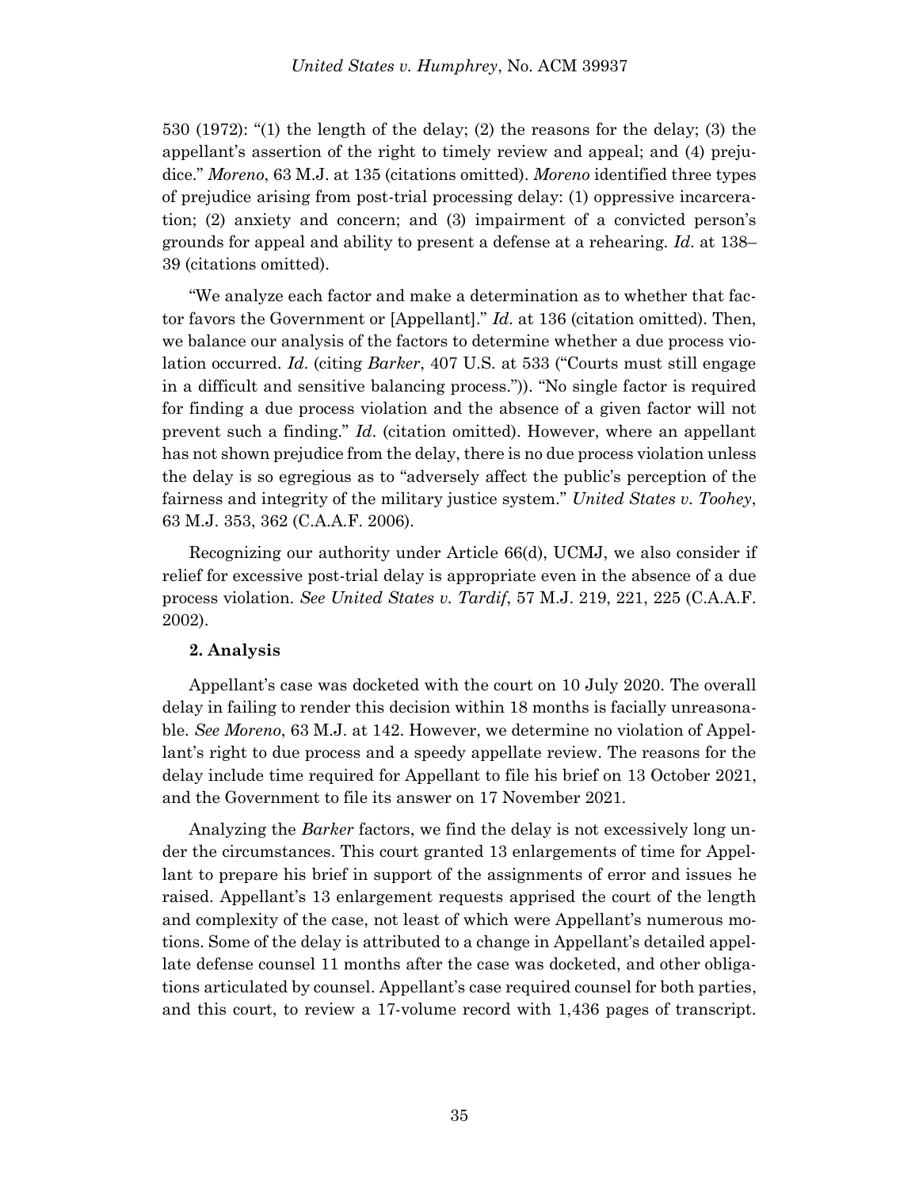530 (1972): "(1) the length of the delay; (2) the reasons for the delay; (3) the appellant's assertion of the right to timely review and appeal; and (4) prejudice." *Moreno*, 63 M.J. at 135 (citations omitted). *Moreno* identified three types of prejudice arising from post-trial processing delay: (1) oppressive incarceration; (2) anxiety and concern; and (3) impairment of a convicted person's grounds for appeal and ability to present a defense at a rehearing. *Id*. at 138–39 (citations omitted).

"We analyze each factor and make a determination as to whether that factor favors the Government or [Appellant]." *Id*. at 136 (citation omitted). Then, we balance our analysis of the factors to determine whether a due process violation occurred. *Id*. (citing *Barker*, 407 U.S. at 533 ("Courts must still engage in a difficult and sensitive balancing process.")). "No single factor is required for finding a due process violation and the absence of a given factor will not prevent such a finding." *Id*. (citation omitted). However, where an appellant has not shown prejudice from the delay, there is no due process violation unless the delay is so egregious as to "adversely affect the public's perception of the fairness and integrity of the military justice system." *United States v. Toohey*, 63 M.J. 353, 362 (C.A.A.F. 2006).

Recognizing our authority under Article 66(d), UCMJ, we also consider if relief for excessive post-trial delay is appropriate even in the absence of a due process violation. *See United States v. Tardif*, 57 M.J. 219, 221, 225 (C.A.A.F. 2002).

**2. Analysis**

Appellant's case was docketed with the court on 10 July 2020. The overall delay in failing to render this decision within 18 months is facially unreasonable. *See Moreno*, 63 M.J. at 142. However, we determine no violation of Appellant's right to due process and a speedy appellate review. The reasons for the delay include time required for Appellant to file his brief on 13 October 2021, and the Government to file its answer on 17 November 2021.

Analyzing the *Barker* factors, we find the delay is not excessively long under the circumstances. This court granted 13 enlargements of time for Appellant to prepare his brief in support of the assignments of error and issues he raised. Appellant's 13 enlargement requests apprised the court of the length and complexity of the case, not least of which were Appellant's numerous motions. Some of the delay is attributed to a change in Appellant's detailed appellate defense counsel 11 months after the case was docketed, and other obligations articulated by counsel. Appellant's case required counsel for both parties, and this court, to review a 17-volume record with 1,436 pages of transcript.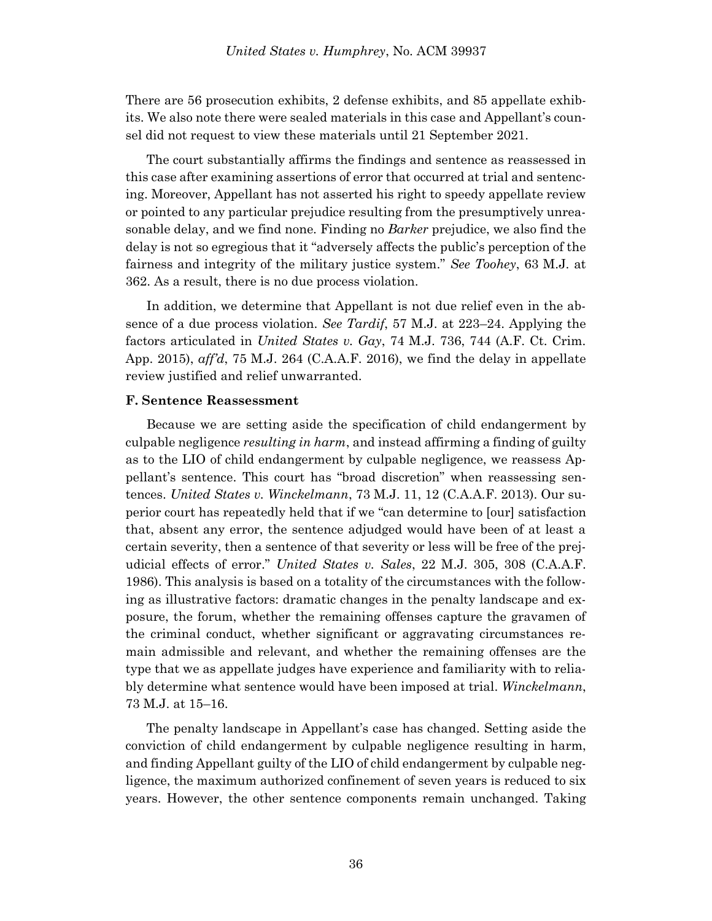There are 56 prosecution exhibits, 2 defense exhibits, and 85 appellate exhibits. We also note there were sealed materials in this case and Appellant's counsel did not request to view these materials until 21 September 2021.

The court substantially affirms the findings and sentence as reassessed in this case after examining assertions of error that occurred at trial and sentencing. Moreover, Appellant has not asserted his right to speedy appellate review or pointed to any particular prejudice resulting from the presumptively unreasonable delay, and we find none. Finding no *Barker* prejudice, we also find the delay is not so egregious that it "adversely affects the public's perception of the fairness and integrity of the military justice system." *See Toohey*, 63 M.J. at 362. As a result, there is no due process violation.

In addition, we determine that Appellant is not due relief even in the absence of a due process violation. *See Tardif*, 57 M.J. at 223–24. Applying the factors articulated in *United States v. Gay*, 74 M.J. 736, 744 (A.F. Ct. Crim. App. 2015), *aff'd*, 75 M.J. 264 (C.A.A.F. 2016), we find the delay in appellate review justified and relief unwarranted.

### F. Sentence Reassessment

Because we are setting aside the specification of child endangerment by culpable negligence *resulting in harm*, and instead affirming a finding of guilty as to the LIO of child endangerment by culpable negligence, we reassess Appellant's sentence. This court has "broad discretion" when reassessing sentences. *United States v. Winckelmann*, 73 M.J. 11, 12 (C.A.A.F. 2013). Our superior court has repeatedly held that if we "can determine to [our] satisfaction that, absent any error, the sentence adjudged would have been of at least a certain severity, then a sentence of that severity or less will be free of the prejudicial effects of error." *United States v. Sales*, 22 M.J. 305, 308 (C.A.A.F. 1986). This analysis is based on a totality of the circumstances with the following as illustrative factors: dramatic changes in the penalty landscape and exposure, the forum, whether the remaining offenses capture the gravamen of the criminal conduct, whether significant or aggravating circumstances remain admissible and relevant, and whether the remaining offenses are the type that we as appellate judges have experience and familiarity with to reliably determine what sentence would have been imposed at trial. *Winckelmann*, 73 M.J. at 15–16.

The penalty landscape in Appellant's case has changed. Setting aside the conviction of child endangerment by culpable negligence resulting in harm, and finding Appellant guilty of the LIO of child endangerment by culpable negligence, the maximum authorized confinement of seven years is reduced to six years. However, the other sentence components remain unchanged. Taking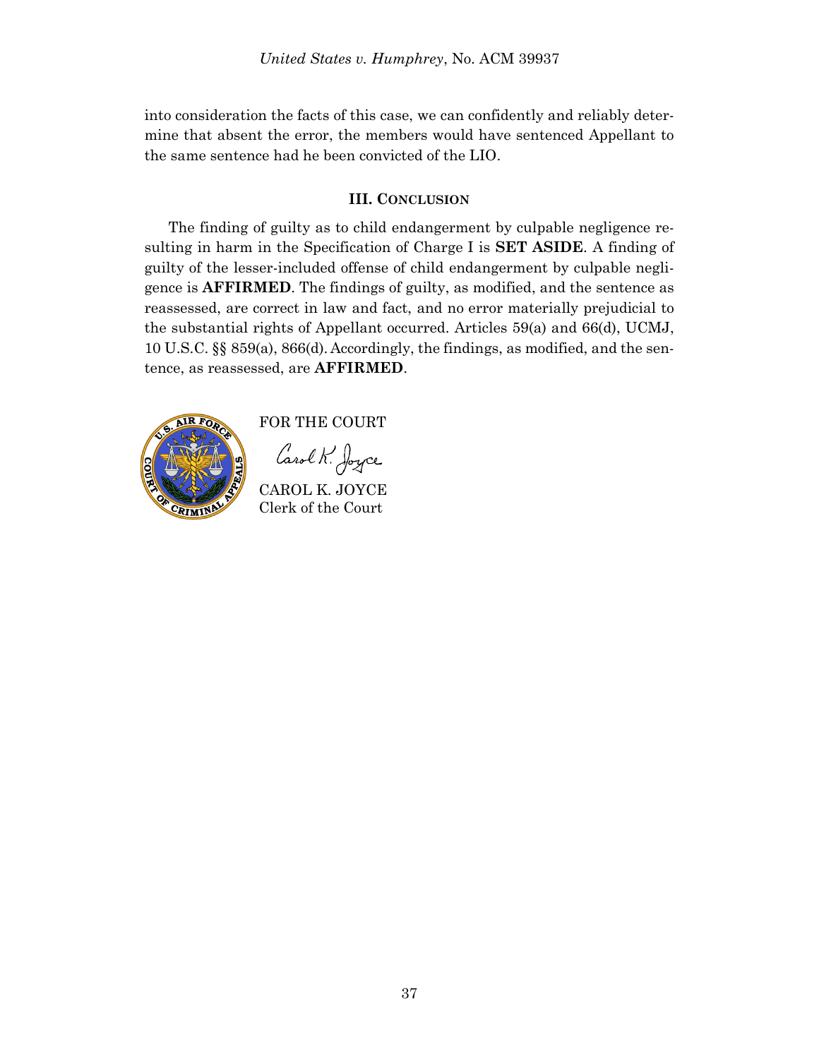into consideration the facts of this case, we can confidently and reliably determine that absent the error, the members would have sentenced Appellant to the same sentence had he been convicted of the LIO.

## III. CONCLUSION

The finding of guilty as to child endangerment by culpable negligence resulting in harm in the Specification of Charge I is **SET ASIDE**. A finding of guilty of the lesser-included offense of child endangerment by culpable negligence is **AFFIRMED**. The findings of guilty, as modified, and the sentence as reassessed, are correct in law and fact, and no error materially prejudicial to the substantial rights of Appellant occurred. Articles 59(a) and 66(d), UCMJ, 10 U.S.C. §§ 859(a), 866(d). Accordingly, the findings, as modified, and the sentence, as reassessed, are **AFFIRMED**.

FOR THE COURT

Carol K. Joyce

CAROL K. JOYCE
Clerk of the Court